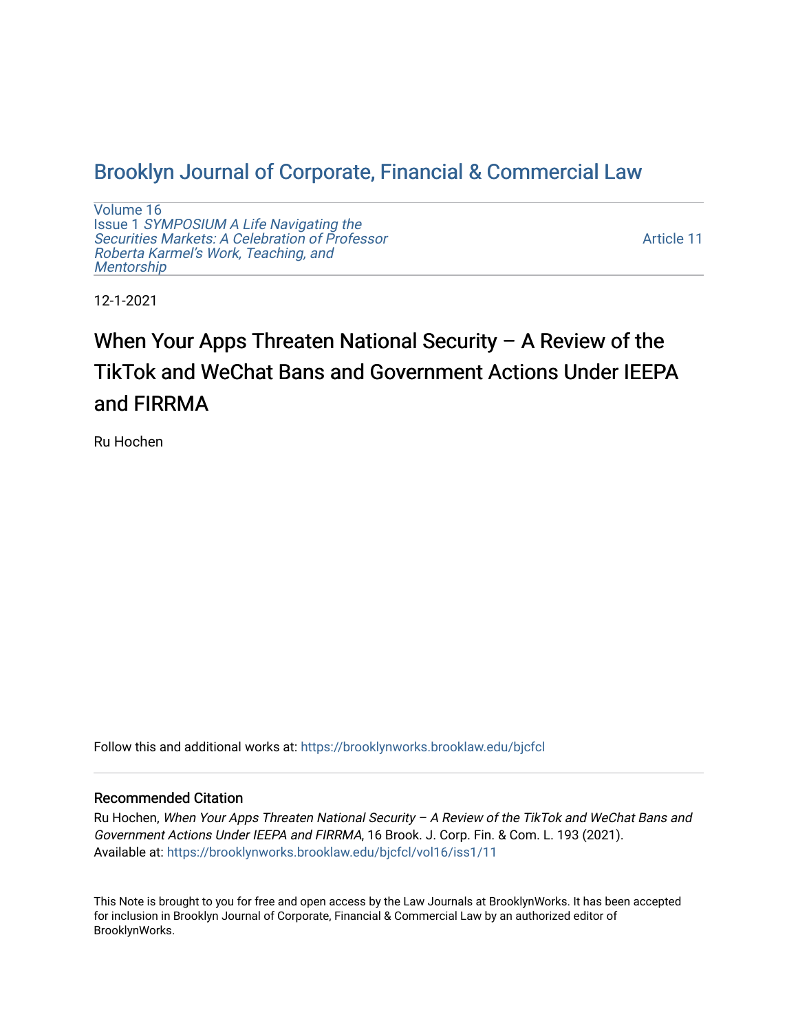# Brooklyn Journal of Corporate, Financial & Commercial Law

Volume 16
Issue 1 *SYMPOSIUM A Life Navigating the Securities Markets: A Celebration of Professor Roberta Karmel's Work, Teaching, and Mentorship*

Article 11

12-1-2021

## When Your Apps Threaten National Security – A Review of the TikTok and WeChat Bans and Government Actions Under IEEPA and FIRRMA

Ru Hochen

Follow this and additional works at: https://brooklynworks.brooklaw.edu/bjcfcl

### Recommended Citation

Ru Hochen, *When Your Apps Threaten National Security – A Review of the TikTok and WeChat Bans and Government Actions Under IEEPA and FIRRMA*, 16 Brook. J. Corp. Fin. & Com. L. 193 (2021).
Available at: https://brooklynworks.brooklaw.edu/bjcfcl/vol16/iss1/11

This Note is brought to you for free and open access by the Law Journals at BrooklynWorks. It has been accepted for inclusion in Brooklyn Journal of Corporate, Financial & Commercial Law by an authorized editor of BrooklynWorks.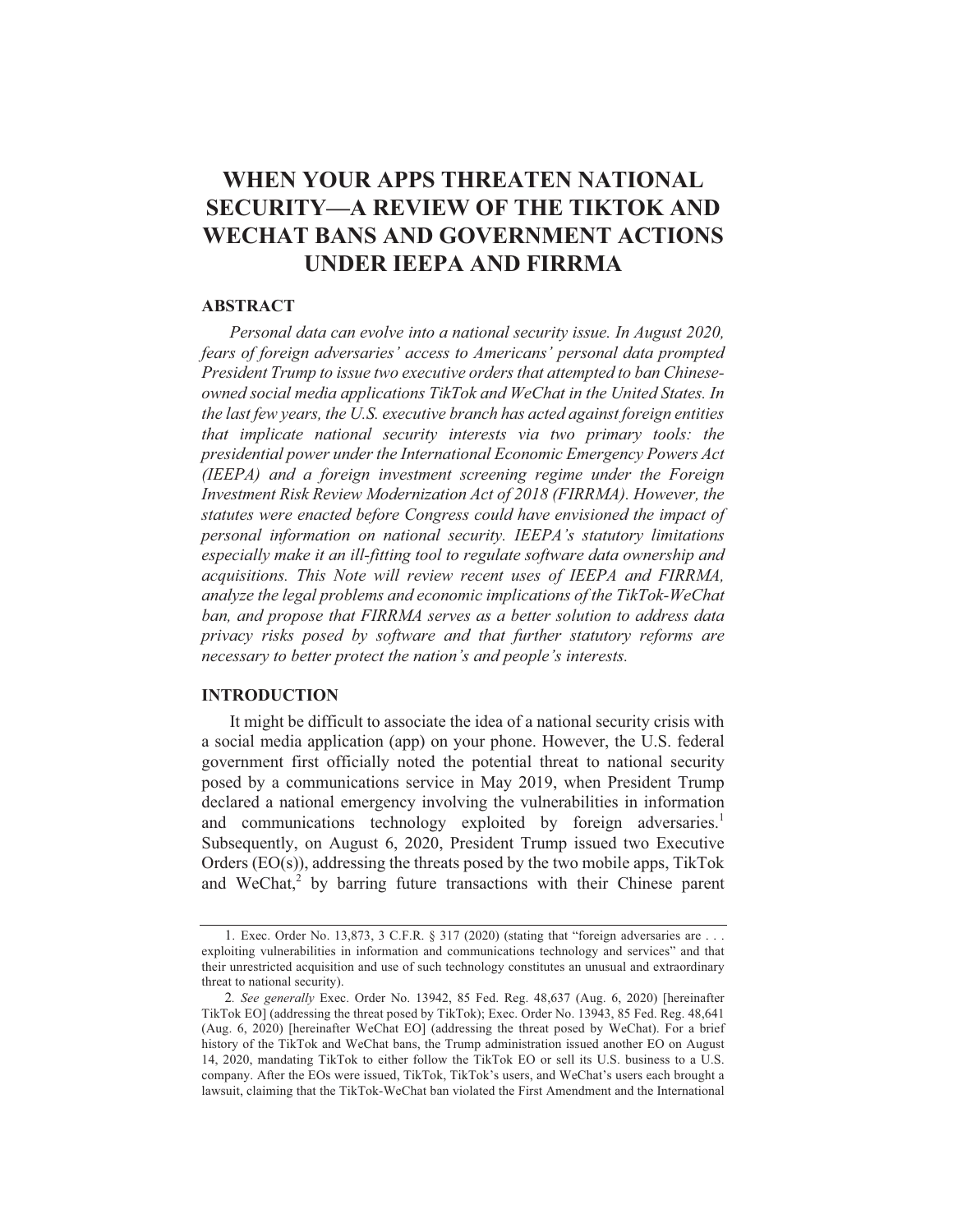# WHEN YOUR APPS THREATEN NATIONAL SECURITY—A REVIEW OF THE TIKTOK AND WECHAT BANS AND GOVERNMENT ACTIONS UNDER IEEPA AND FIRRMA

## ABSTRACT

*Personal data can evolve into a national security issue. In August 2020, fears of foreign adversaries' access to Americans' personal data prompted President Trump to issue two executive orders that attempted to ban Chinese-owned social media applications TikTok and WeChat in the United States. In the last few years, the U.S. executive branch has acted against foreign entities that implicate national security interests via two primary tools: the presidential power under the International Economic Emergency Powers Act (IEEPA) and a foreign investment screening regime under the Foreign Investment Risk Review Modernization Act of 2018 (FIRRMA). However, the statutes were enacted before Congress could have envisioned the impact of personal information on national security. IEEPA's statutory limitations especially make it an ill-fitting tool to regulate software data ownership and acquisitions. This Note will review recent uses of IEEPA and FIRRMA, analyze the legal problems and economic implications of the TikTok-WeChat ban, and propose that FIRRMA serves as a better solution to address data privacy risks posed by software and that further statutory reforms are necessary to better protect the nation's and people's interests.*

## INTRODUCTION

It might be difficult to associate the idea of a national security crisis with a social media application (app) on your phone. However, the U.S. federal government first officially noted the potential threat to national security posed by a communications service in May 2019, when President Trump declared a national emergency involving the vulnerabilities in information and communications technology exploited by foreign adversaries.[1] Subsequently, on August 6, 2020, President Trump issued two Executive Orders (EO(s)), addressing the threats posed by the two mobile apps, TikTok and WeChat,[2] by barring future transactions with their Chinese parent

---

1. Exec. Order No. 13,873, 3 C.F.R. § 317 (2020) (stating that "foreign adversaries are . . . exploiting vulnerabilities in information and communications technology and services" and that their unrestricted acquisition and use of such technology constitutes an unusual and extraordinary threat to national security).

2. *See generally* Exec. Order No. 13942, 85 Fed. Reg. 48,637 (Aug. 6, 2020) [hereinafter TikTok EO] (addressing the threat posed by TikTok); Exec. Order No. 13943, 85 Fed. Reg. 48,641 (Aug. 6, 2020) [hereinafter WeChat EO] (addressing the threat posed by WeChat). For a brief history of the TikTok and WeChat bans, the Trump administration issued another EO on August 14, 2020, mandating TikTok to either follow the TikTok EO or sell its U.S. business to a U.S. company. After the EOs were issued, TikTok, TikTok's users, and WeChat's users each brought a lawsuit, claiming that the TikTok-WeChat ban violated the First Amendment and the International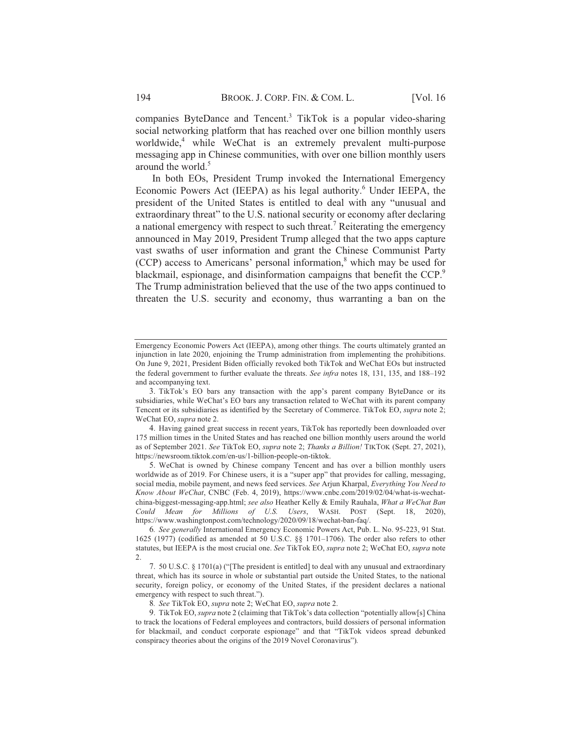companies ByteDance and Tencent.[3] TikTok is a popular video-sharing social networking platform that has reached over one billion monthly users worldwide,[4] while WeChat is an extremely prevalent multi-purpose messaging app in Chinese communities, with over one billion monthly users around the world.[5]

In both EOs, President Trump invoked the International Emergency Economic Powers Act (IEEPA) as his legal authority.[6] Under IEEPA, the president of the United States is entitled to deal with any "unusual and extraordinary threat" to the U.S. national security or economy after declaring a national emergency with respect to such threat.[7] Reiterating the emergency announced in May 2019, President Trump alleged that the two apps capture vast swaths of user information and grant the Chinese Communist Party (CCP) access to Americans' personal information,[8] which may be used for blackmail, espionage, and disinformation campaigns that benefit the CCP.[9] The Trump administration believed that the use of the two apps continued to threaten the U.S. security and economy, thus warranting a ban on the

---

Emergency Economic Powers Act (IEEPA), among other things. The courts ultimately granted an injunction in late 2020, enjoining the Trump administration from implementing the prohibitions. On June 9, 2021, President Biden officially revoked both TikTok and WeChat EOs but instructed the federal government to further evaluate the threats. *See infra* notes 18, 131, 135, and 188–192 and accompanying text.

3. TikTok's EO bars any transaction with the app's parent company ByteDance or its subsidiaries, while WeChat's EO bars any transaction related to WeChat with its parent company Tencent or its subsidiaries as identified by the Secretary of Commerce. TikTok EO, *supra* note 2; WeChat EO, *supra* note 2.

4. Having gained great success in recent years, TikTok has reportedly been downloaded over 175 million times in the United States and has reached one billion monthly users around the world as of September 2021. *See* TikTok EO, *supra* note 2; *Thanks a Billion!* TIKTOK (Sept. 27, 2021), https://newsroom.tiktok.com/en-us/1-billion-people-on-tiktok.

5. WeChat is owned by Chinese company Tencent and has over a billion monthly users worldwide as of 2019. For Chinese users, it is a "super app" that provides for calling, messaging, social media, mobile payment, and news feed services. *See* Arjun Kharpal, *Everything You Need to Know About WeChat*, CNBC (Feb. 4, 2019), https://www.cnbc.com/2019/02/04/what-is-wechat-china-biggest-messaging-app.html; *see also* Heather Kelly & Emily Rauhala, *What a WeChat Ban Could Mean for Millions of U.S. Users*, WASH. POST (Sept. 18, 2020), https://www.washingtonpost.com/technology/2020/09/18/wechat-ban-faq/.

6. *See generally* International Emergency Economic Powers Act, Pub. L. No. 95-223, 91 Stat. 1625 (1977) (codified as amended at 50 U.S.C. §§ 1701–1706). The order also refers to other statutes, but IEEPA is the most crucial one. *See* TikTok EO, *supra* note 2; WeChat EO, *supra* note 2.

7. 50 U.S.C. § 1701(a) ("[The president is entitled] to deal with any unusual and extraordinary threat, which has its source in whole or substantial part outside the United States, to the national security, foreign policy, or economy of the United States, if the president declares a national emergency with respect to such threat.").

8. *See* TikTok EO, *supra* note 2; WeChat EO, *supra* note 2.

9. TikTok EO, *supra* note 2 (claiming that TikTok's data collection "potentially allow[s] China to track the locations of Federal employees and contractors, build dossiers of personal information for blackmail, and conduct corporate espionage" and that "TikTok videos spread debunked conspiracy theories about the origins of the 2019 Novel Coronavirus").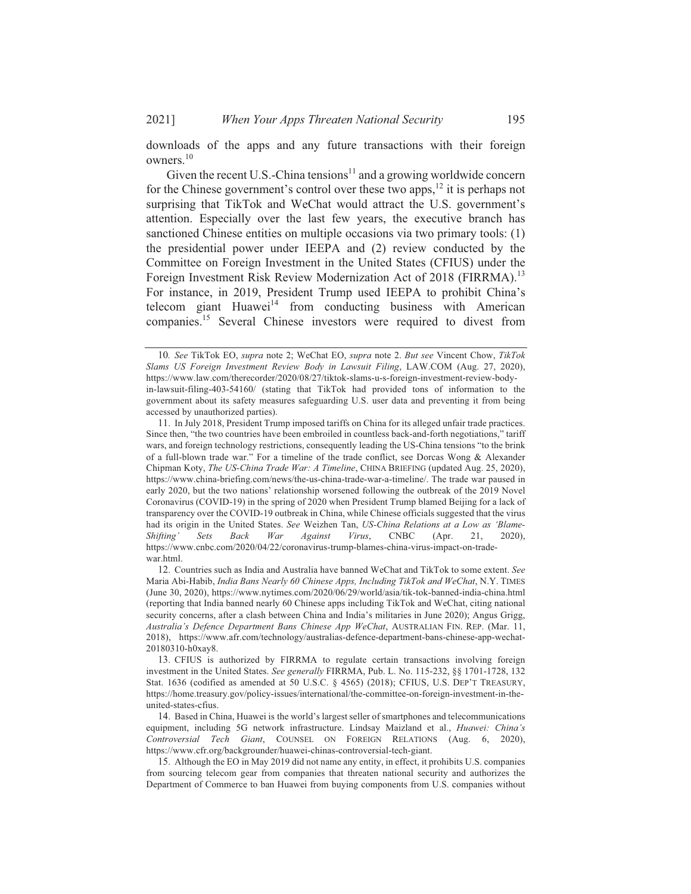downloads of the apps and any future transactions with their foreign owners.[10]

Given the recent U.S.-China tensions[11] and a growing worldwide concern for the Chinese government's control over these two apps,[12] it is perhaps not surprising that TikTok and WeChat would attract the U.S. government's attention. Especially over the last few years, the executive branch has sanctioned Chinese entities on multiple occasions via two primary tools: (1) the presidential power under IEEPA and (2) review conducted by the Committee on Foreign Investment in the United States (CFIUS) under the Foreign Investment Risk Review Modernization Act of 2018 (FIRRMA).[13] For instance, in 2019, President Trump used IEEPA to prohibit China's telecom giant Huawei[14] from conducting business with American companies.[15] Several Chinese investors were required to divest from

---

10. *See* TikTok EO, *supra* note 2; WeChat EO, *supra* note 2. *But see* Vincent Chow, *TikTok Slams US Foreign Investment Review Body in Lawsuit Filing*, LAW.COM (Aug. 27, 2020), https://www.law.com/therecorder/2020/08/27/tiktok-slams-u-s-foreign-investment-review-body-in-lawsuit-filing-403-54160/ (stating that TikTok had provided tons of information to the government about its safety measures safeguarding U.S. user data and preventing it from being accessed by unauthorized parties).

11. In July 2018, President Trump imposed tariffs on China for its alleged unfair trade practices. Since then, "the two countries have been embroiled in countless back-and-forth negotiations," tariff wars, and foreign technology restrictions, consequently leading the US-China tensions "to the brink of a full-blown trade war." For a timeline of the trade conflict, see Dorcas Wong & Alexander Chipman Koty, *The US-China Trade War: A Timeline*, CHINA BRIEFING (updated Aug. 25, 2020), https://www.china-briefing.com/news/the-us-china-trade-war-a-timeline/. The trade war paused in early 2020, but the two nations' relationship worsened following the outbreak of the 2019 Novel Coronavirus (COVID-19) in the spring of 2020 when President Trump blamed Beijing for a lack of transparency over the COVID-19 outbreak in China, while Chinese officials suggested that the virus had its origin in the United States. *See* Weizhen Tan, *US-China Relations at a Low as 'Blame-Shifting' Sets Back War Against Virus*, CNBC (Apr. 21, 2020), https://www.cnbc.com/2020/04/22/coronavirus-trump-blames-china-virus-impact-on-trade-war.html.

12. Countries such as India and Australia have banned WeChat and TikTok to some extent. *See* Maria Abi-Habib, *India Bans Nearly 60 Chinese Apps, Including TikTok and WeChat*, N.Y. TIMES (June 30, 2020), https://www.nytimes.com/2020/06/29/world/asia/tik-tok-banned-india-china.html (reporting that India banned nearly 60 Chinese apps including TikTok and WeChat, citing national security concerns, after a clash between China and India's militaries in June 2020); Angus Grigg, *Australia's Defence Department Bans Chinese App WeChat*, AUSTRALIAN FIN. REP. (Mar. 11, 2018), https://www.afr.com/technology/australias-defence-department-bans-chinese-app-wechat-20180310-h0xay8.

13. CFIUS is authorized by FIRRMA to regulate certain transactions involving foreign investment in the United States. *See generally* FIRRMA, Pub. L. No. 115-232, §§ 1701-1728, 132 Stat. 1636 (codified as amended at 50 U.S.C. § 4565) (2018); CFIUS, U.S. DEP'T TREASURY, https://home.treasury.gov/policy-issues/international/the-committee-on-foreign-investment-in-the-united-states-cfius.

14. Based in China, Huawei is the world's largest seller of smartphones and telecommunications equipment, including 5G network infrastructure. Lindsay Maizland et al., *Huawei: China's Controversial Tech Giant*, COUNSEL ON FOREIGN RELATIONS (Aug. 6, 2020), https://www.cfr.org/backgrounder/huawei-chinas-controversial-tech-giant.

15. Although the EO in May 2019 did not name any entity, in effect, it prohibits U.S. companies from sourcing telecom gear from companies that threaten national security and authorizes the Department of Commerce to ban Huawei from buying components from U.S. companies without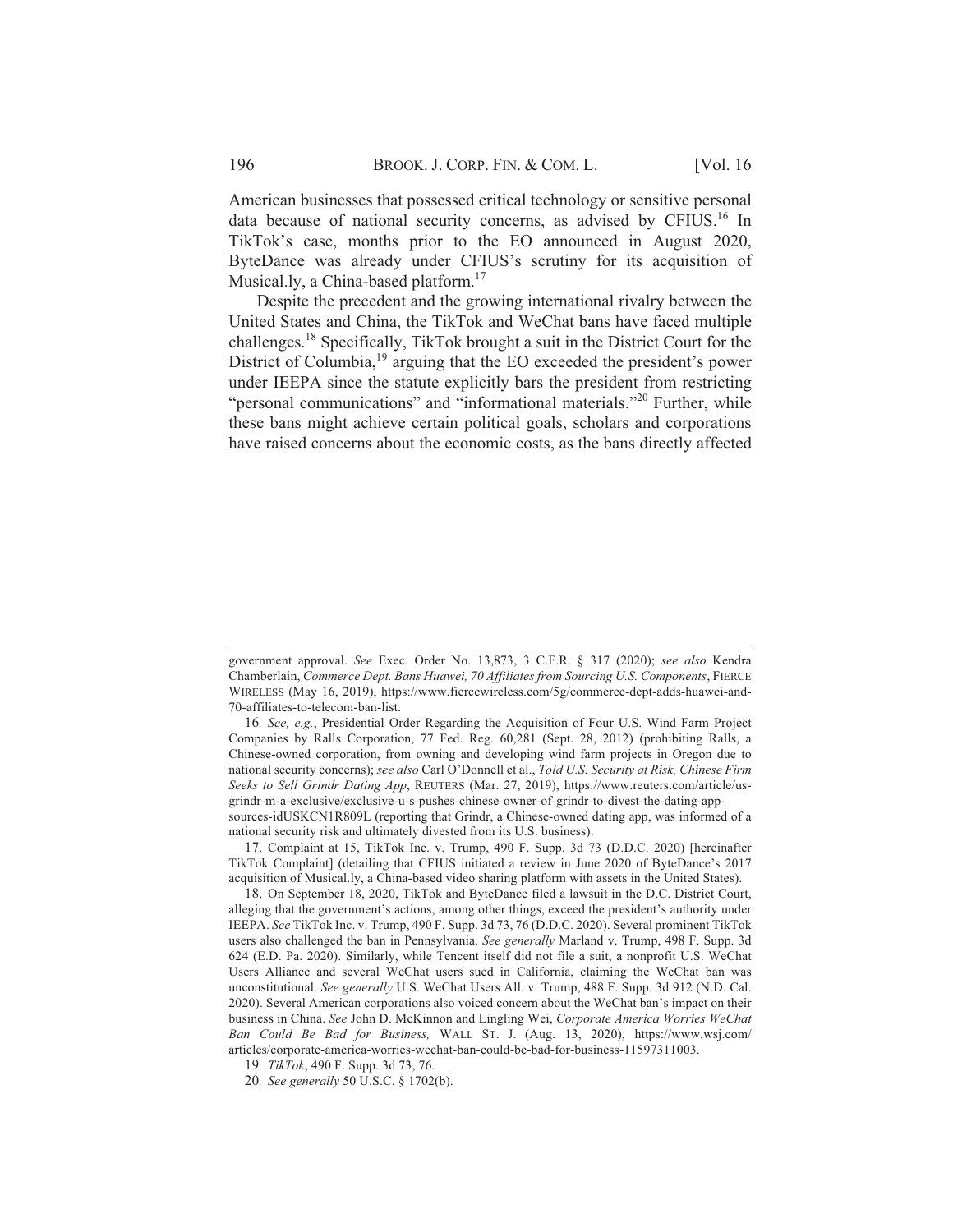American businesses that possessed critical technology or sensitive personal data because of national security concerns, as advised by CFIUS.[16] In TikTok's case, months prior to the EO announced in August 2020, ByteDance was already under CFIUS's scrutiny for its acquisition of Musical.ly, a China-based platform.[17]

Despite the precedent and the growing international rivalry between the United States and China, the TikTok and WeChat bans have faced multiple challenges.[18] Specifically, TikTok brought a suit in the District Court for the District of Columbia,[19] arguing that the EO exceeded the president's power under IEEPA since the statute explicitly bars the president from restricting "personal communications" and "informational materials."[20] Further, while these bans might achieve certain political goals, scholars and corporations have raised concerns about the economic costs, as the bans directly affected

---

government approval. *See* Exec. Order No. 13,873, 3 C.F.R. § 317 (2020); *see also* Kendra Chamberlain, *Commerce Dept. Bans Huawei, 70 Affiliates from Sourcing U.S. Components*, FIERCE WIRELESS (May 16, 2019), https://www.fiercewireless.com/5g/commerce-dept-adds-huawei-and-70-affiliates-to-telecom-ban-list.

16. *See, e.g.*, Presidential Order Regarding the Acquisition of Four U.S. Wind Farm Project Companies by Ralls Corporation, 77 Fed. Reg. 60,281 (Sept. 28, 2012) (prohibiting Ralls, a Chinese-owned corporation, from owning and developing wind farm projects in Oregon due to national security concerns); *see also* Carl O'Donnell et al., *Told U.S. Security at Risk, Chinese Firm Seeks to Sell Grindr Dating App*, REUTERS (Mar. 27, 2019), https://www.reuters.com/article/us-grindr-m-a-exclusive/exclusive-u-s-pushes-chinese-owner-of-grindr-to-divest-the-dating-app-sources-idUSKCN1R809L (reporting that Grindr, a Chinese-owned dating app, was informed of a national security risk and ultimately divested from its U.S. business).

17. Complaint at 15, TikTok Inc. v. Trump, 490 F. Supp. 3d 73 (D.D.C. 2020) [hereinafter TikTok Complaint] (detailing that CFIUS initiated a review in June 2020 of ByteDance's 2017 acquisition of Musical.ly, a China-based video sharing platform with assets in the United States).

18. On September 18, 2020, TikTok and ByteDance filed a lawsuit in the D.C. District Court, alleging that the government's actions, among other things, exceed the president's authority under IEEPA. *See* TikTok Inc. v. Trump, 490 F. Supp. 3d 73, 76 (D.D.C. 2020). Several prominent TikTok users also challenged the ban in Pennsylvania. *See generally* Marland v. Trump, 498 F. Supp. 3d 624 (E.D. Pa. 2020). Similarly, while Tencent itself did not file a suit, a nonprofit U.S. WeChat Users Alliance and several WeChat users sued in California, claiming the WeChat ban was unconstitutional. *See generally* U.S. WeChat Users All. v. Trump, 488 F. Supp. 3d 912 (N.D. Cal. 2020). Several American corporations also voiced concern about the WeChat ban's impact on their business in China. *See* John D. McKinnon and Lingling Wei, *Corporate America Worries WeChat Ban Could Be Bad for Business,* WALL ST. J. (Aug. 13, 2020), https://www.wsj.com/articles/corporate-america-worries-wechat-ban-could-be-bad-for-business-11597311003.

19. *TikTok*, 490 F. Supp. 3d 73, 76.

20. *See generally* 50 U.S.C. § 1702(b).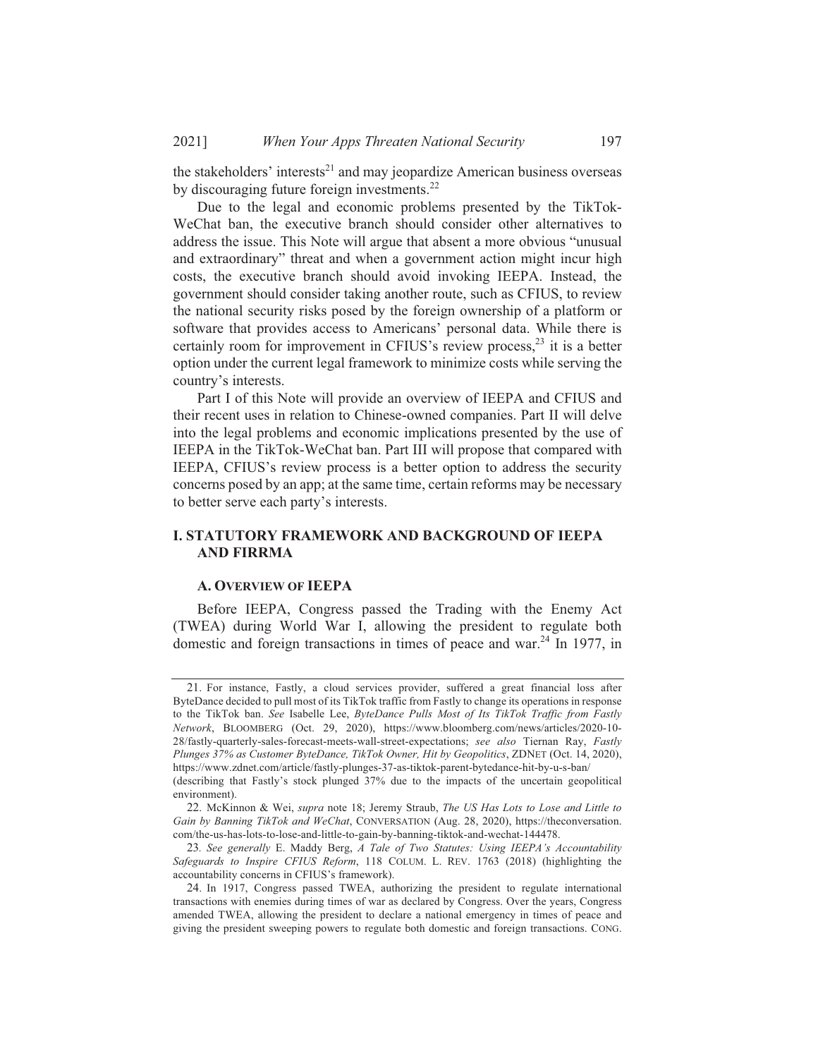the stakeholders' interests[21] and may jeopardize American business overseas by discouraging future foreign investments.[22]

Due to the legal and economic problems presented by the TikTok-WeChat ban, the executive branch should consider other alternatives to address the issue. This Note will argue that absent a more obvious "unusual and extraordinary" threat and when a government action might incur high costs, the executive branch should avoid invoking IEEPA. Instead, the government should consider taking another route, such as CFIUS, to review the national security risks posed by the foreign ownership of a platform or software that provides access to Americans' personal data. While there is certainly room for improvement in CFIUS's review process,[23] it is a better option under the current legal framework to minimize costs while serving the country's interests.

Part I of this Note will provide an overview of IEEPA and CFIUS and their recent uses in relation to Chinese-owned companies. Part II will delve into the legal problems and economic implications presented by the use of IEEPA in the TikTok-WeChat ban. Part III will propose that compared with IEEPA, CFIUS's review process is a better option to address the security concerns posed by an app; at the same time, certain reforms may be necessary to better serve each party's interests.

## I. STATUTORY FRAMEWORK AND BACKGROUND OF IEEPA AND FIRRMA

### A. OVERVIEW OF IEEPA

Before IEEPA, Congress passed the Trading with the Enemy Act (TWEA) during World War I, allowing the president to regulate both domestic and foreign transactions in times of peace and war.[24] In 1977, in

---

21. For instance, Fastly, a cloud services provider, suffered a great financial loss after ByteDance decided to pull most of its TikTok traffic from Fastly to change its operations in response to the TikTok ban. *See* Isabelle Lee, *ByteDance Pulls Most of Its TikTok Traffic from Fastly Network*, BLOOMBERG (Oct. 29, 2020), https://www.bloomberg.com/news/articles/2020-10-28/fastly-quarterly-sales-forecast-meets-wall-street-expectations; *see also* Tiernan Ray, *Fastly Plunges 37% as Customer ByteDance, TikTok Owner, Hit by Geopolitics*, ZDNET (Oct. 14, 2020), https://www.zdnet.com/article/fastly-plunges-37-as-tiktok-parent-bytedance-hit-by-u-s-ban/ (describing that Fastly's stock plunged 37% due to the impacts of the uncertain geopolitical environment).

22. McKinnon & Wei, *supra* note 18; Jeremy Straub, *The US Has Lots to Lose and Little to Gain by Banning TikTok and WeChat*, CONVERSATION (Aug. 28, 2020), https://theconversation.com/the-us-has-lots-to-lose-and-little-to-gain-by-banning-tiktok-and-wechat-144478.

23. *See generally* E. Maddy Berg, *A Tale of Two Statutes: Using IEEPA's Accountability Safeguards to Inspire CFIUS Reform*, 118 COLUM. L. REV. 1763 (2018) (highlighting the accountability concerns in CFIUS's framework).

24. In 1917, Congress passed TWEA, authorizing the president to regulate international transactions with enemies during times of war as declared by Congress. Over the years, Congress amended TWEA, allowing the president to declare a national emergency in times of peace and giving the president sweeping powers to regulate both domestic and foreign transactions. CONG.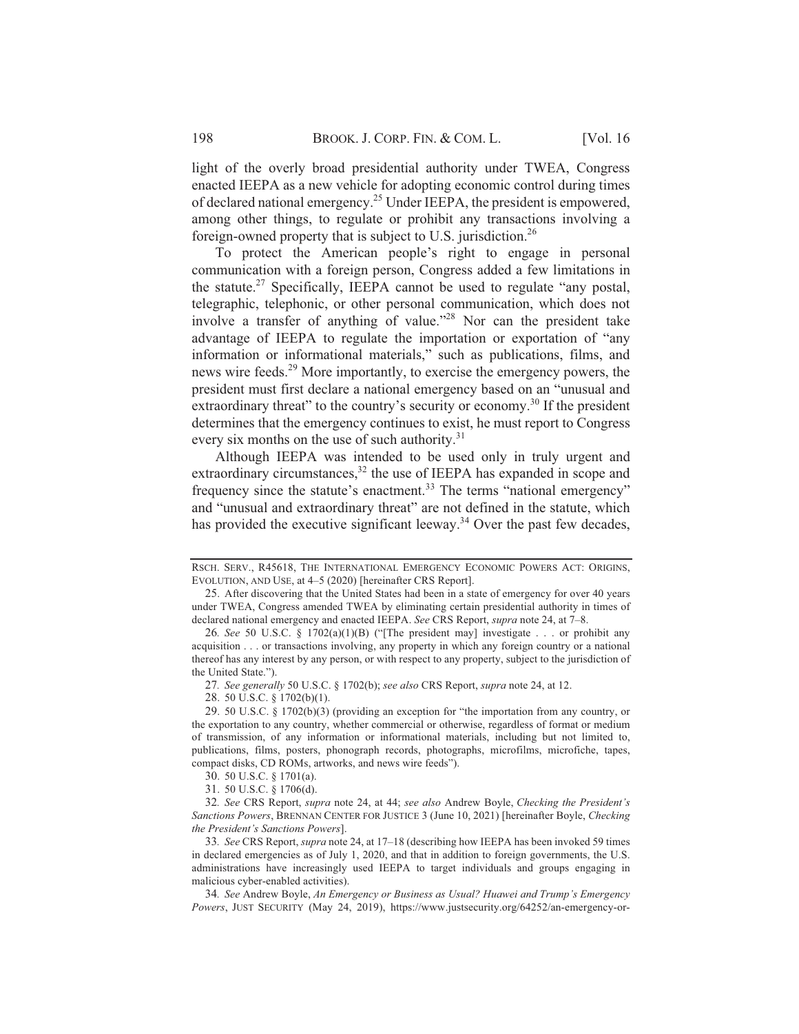light of the overly broad presidential authority under TWEA, Congress enacted IEEPA as a new vehicle for adopting economic control during times of declared national emergency.[25] Under IEEPA, the president is empowered, among other things, to regulate or prohibit any transactions involving a foreign-owned property that is subject to U.S. jurisdiction.[26]

To protect the American people's right to engage in personal communication with a foreign person, Congress added a few limitations in the statute.[27] Specifically, IEEPA cannot be used to regulate "any postal, telegraphic, telephonic, or other personal communication, which does not involve a transfer of anything of value."[28] Nor can the president take advantage of IEEPA to regulate the importation or exportation of "any information or informational materials," such as publications, films, and news wire feeds.[29] More importantly, to exercise the emergency powers, the president must first declare a national emergency based on an "unusual and extraordinary threat" to the country's security or economy.[30] If the president determines that the emergency continues to exist, he must report to Congress every six months on the use of such authority.[31]

Although IEEPA was intended to be used only in truly urgent and extraordinary circumstances,[32] the use of IEEPA has expanded in scope and frequency since the statute's enactment.[33] The terms "national emergency" and "unusual and extraordinary threat" are not defined in the statute, which has provided the executive significant leeway.[34] Over the past few decades,

---

RSCH. SERV., R45618, THE INTERNATIONAL EMERGENCY ECONOMIC POWERS ACT: ORIGINS, EVOLUTION, AND USE, at 4–5 (2020) [hereinafter CRS Report].

25. After discovering that the United States had been in a state of emergency for over 40 years under TWEA, Congress amended TWEA by eliminating certain presidential authority in times of declared national emergency and enacted IEEPA. *See* CRS Report, *supra* note 24, at 7–8.

26. *See* 50 U.S.C. § 1702(a)(1)(B) ("[The president may] investigate . . . or prohibit any acquisition . . . or transactions involving, any property in which any foreign country or a national thereof has any interest by any person, or with respect to any property, subject to the jurisdiction of the United State.").

27. *See generally* 50 U.S.C. § 1702(b); *see also* CRS Report, *supra* note 24, at 12.

28. 50 U.S.C. § 1702(b)(1).

29. 50 U.S.C. § 1702(b)(3) (providing an exception for "the importation from any country, or the exportation to any country, whether commercial or otherwise, regardless of format or medium of transmission, of any information or informational materials, including but not limited to, publications, films, posters, phonograph records, photographs, microfilms, microfiche, tapes, compact disks, CD ROMs, artworks, and news wire feeds").

30. 50 U.S.C. § 1701(a).

31. 50 U.S.C. § 1706(d).

32. *See* CRS Report, *supra* note 24, at 44; *see also* Andrew Boyle, *Checking the President's Sanctions Powers*, BRENNAN CENTER FOR JUSTICE 3 (June 10, 2021) [hereinafter Boyle, *Checking the President's Sanctions Powers*].

33. *See* CRS Report, *supra* note 24, at 17–18 (describing how IEEPA has been invoked 59 times in declared emergencies as of July 1, 2020, and that in addition to foreign governments, the U.S. administrations have increasingly used IEEPA to target individuals and groups engaging in malicious cyber-enabled activities).

34. *See* Andrew Boyle, *An Emergency or Business as Usual? Huawei and Trump's Emergency Powers*, JUST SECURITY (May 24, 2019), https://www.justsecurity.org/64252/an-emergency-or-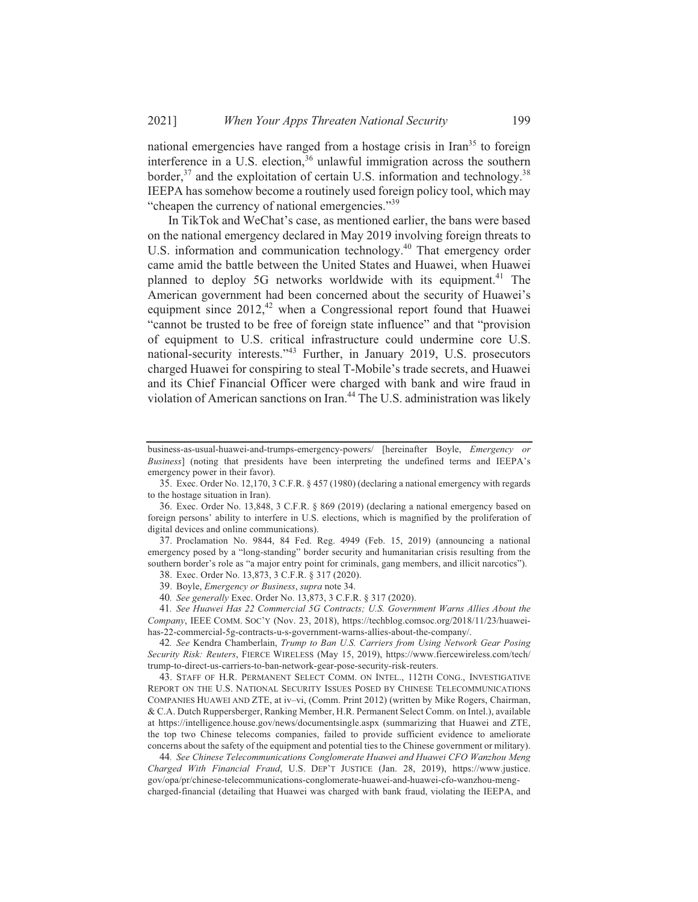national emergencies have ranged from a hostage crisis in Iran[35] to foreign interference in a U.S. election,[36] unlawful immigration across the southern border,[37] and the exploitation of certain U.S. information and technology.[38] IEEPA has somehow become a routinely used foreign policy tool, which may "cheapen the currency of national emergencies."[39]

In TikTok and WeChat's case, as mentioned earlier, the bans were based on the national emergency declared in May 2019 involving foreign threats to U.S. information and communication technology.[40] That emergency order came amid the battle between the United States and Huawei, when Huawei planned to deploy 5G networks worldwide with its equipment.[41] The American government had been concerned about the security of Huawei's equipment since 2012,[42] when a Congressional report found that Huawei "cannot be trusted to be free of foreign state influence" and that "provision of equipment to U.S. critical infrastructure could undermine core U.S. national-security interests."[43] Further, in January 2019, U.S. prosecutors charged Huawei for conspiring to steal T-Mobile's trade secrets, and Huawei and its Chief Financial Officer were charged with bank and wire fraud in violation of American sanctions on Iran.[44] The U.S. administration was likely

---

business-as-usual-huawei-and-trumps-emergency-powers/ [hereinafter Boyle, *Emergency or Business*] (noting that presidents have been interpreting the undefined terms and IEEPA's emergency power in their favor).

35. Exec. Order No. 12,170, 3 C.F.R. § 457 (1980) (declaring a national emergency with regards to the hostage situation in Iran).

36. Exec. Order No. 13,848, 3 C.F.R. § 869 (2019) (declaring a national emergency based on foreign persons' ability to interfere in U.S. elections, which is magnified by the proliferation of digital devices and online communications).

37. Proclamation No. 9844, 84 Fed. Reg. 4949 (Feb. 15, 2019) (announcing a national emergency posed by a "long-standing" border security and humanitarian crisis resulting from the southern border's role as "a major entry point for criminals, gang members, and illicit narcotics").

38. Exec. Order No. 13,873, 3 C.F.R. § 317 (2020).

39. Boyle, *Emergency or Business*, *supra* note 34.

40. *See generally* Exec. Order No. 13,873, 3 C.F.R. § 317 (2020).

41. *See Huawei Has 22 Commercial 5G Contracts; U.S. Government Warns Allies About the Company*, IEEE COMM. SOC'Y (Nov. 23, 2018), https://techblog.comsoc.org/2018/11/23/huawei-has-22-commercial-5g-contracts-u-s-government-warns-allies-about-the-company/.

42. *See* Kendra Chamberlain, *Trump to Ban U.S. Carriers from Using Network Gear Posing Security Risk: Reuters*, FIERCE WIRELESS (May 15, 2019), https://www.fiercewireless.com/tech/trump-to-direct-us-carriers-to-ban-network-gear-pose-security-risk-reuters.

43. STAFF OF H.R. PERMANENT SELECT COMM. ON INTEL., 112TH CONG., INVESTIGATIVE REPORT ON THE U.S. NATIONAL SECURITY ISSUES POSED BY CHINESE TELECOMMUNICATIONS COMPANIES HUAWEI AND ZTE, at iv–vi, (Comm. Print 2012) (written by Mike Rogers, Chairman, & C.A. Dutch Ruppersberger, Ranking Member, H.R. Permanent Select Comm. on Intel.), available at https://intelligence.house.gov/news/documentsingle.aspx (summarizing that Huawei and ZTE, the top two Chinese telecoms companies, failed to provide sufficient evidence to ameliorate concerns about the safety of the equipment and potential ties to the Chinese government or military).

44. *See Chinese Telecommunications Conglomerate Huawei and Huawei CFO Wanzhou Meng Charged With Financial Fraud*, U.S. DEP'T JUSTICE (Jan. 28, 2019), https://www.justice.gov/opa/pr/chinese-telecommunications-conglomerate-huawei-and-huawei-cfo-wanzhou-meng-charged-financial (detailing that Huawei was charged with bank fraud, violating the IEEPA, and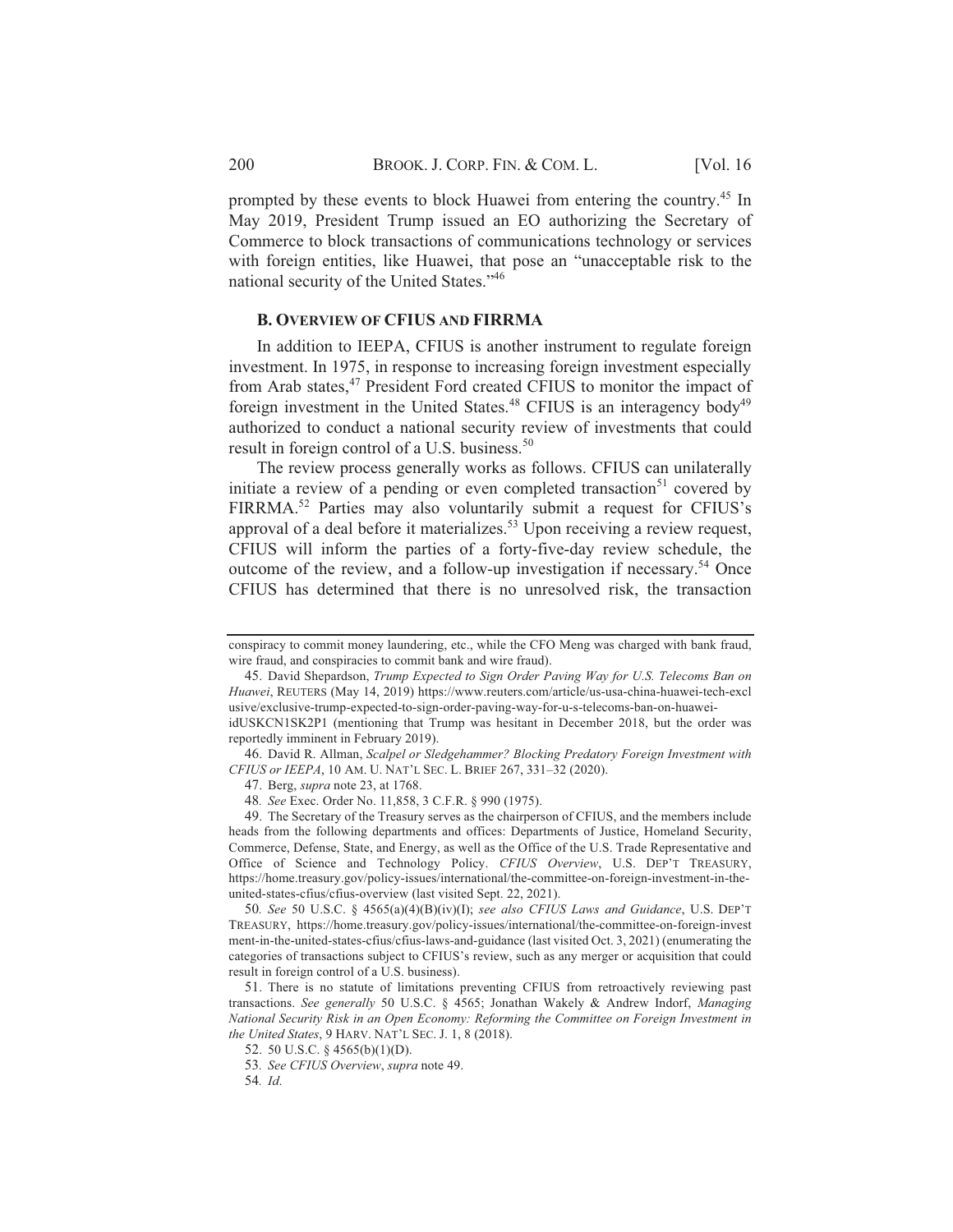prompted by these events to block Huawei from entering the country.[45] In May 2019, President Trump issued an EO authorizing the Secretary of Commerce to block transactions of communications technology or services with foreign entities, like Huawei, that pose an "unacceptable risk to the national security of the United States."[46]

### B. Overview of CFIUS and FIRRMA

In addition to IEEPA, CFIUS is another instrument to regulate foreign investment. In 1975, in response to increasing foreign investment especially from Arab states,[47] President Ford created CFIUS to monitor the impact of foreign investment in the United States.[48] CFIUS is an interagency body[49] authorized to conduct a national security review of investments that could result in foreign control of a U.S. business.[50]

The review process generally works as follows. CFIUS can unilaterally initiate a review of a pending or even completed transaction[51] covered by FIRRMA.[52] Parties may also voluntarily submit a request for CFIUS's approval of a deal before it materializes.[53] Upon receiving a review request, CFIUS will inform the parties of a forty-five-day review schedule, the outcome of the review, and a follow-up investigation if necessary.[54] Once CFIUS has determined that there is no unresolved risk, the transaction

---

conspiracy to commit money laundering, etc., while the CFO Meng was charged with bank fraud, wire fraud, and conspiracies to commit bank and wire fraud).

45. David Shepardson, *Trump Expected to Sign Order Paving Way for U.S. Telecoms Ban on Huawei*, REUTERS (May 14, 2019) https://www.reuters.com/article/us-usa-china-huawei-tech-exclusive/exclusive-trump-expected-to-sign-order-paving-way-for-u-s-telecoms-ban-on-huawei-idUSKCN1SK2P1 (mentioning that Trump was hesitant in December 2018, but the order was reportedly imminent in February 2019).

46. David R. Allman, *Scalpel or Sledgehammer? Blocking Predatory Foreign Investment with CFIUS or IEEPA*, 10 AM. U. NAT'L SEC. L. BRIEF 267, 331–32 (2020).

47. Berg, *supra* note 23, at 1768.

48. *See* Exec. Order No. 11,858, 3 C.F.R. § 990 (1975).

49. The Secretary of the Treasury serves as the chairperson of CFIUS, and the members include heads from the following departments and offices: Departments of Justice, Homeland Security, Commerce, Defense, State, and Energy, as well as the Office of the U.S. Trade Representative and Office of Science and Technology Policy. *CFIUS Overview*, U.S. DEP'T TREASURY, https://home.treasury.gov/policy-issues/international/the-committee-on-foreign-investment-in-the-united-states-cfius/cfius-overview (last visited Sept. 22, 2021).

50. *See* 50 U.S.C. § 4565(a)(4)(B)(iv)(I); *see also CFIUS Laws and Guidance*, U.S. DEP'T TREASURY, https://home.treasury.gov/policy-issues/international/the-committee-on-foreign-investment-in-the-united-states-cfius/cfius-laws-and-guidance (last visited Oct. 3, 2021) (enumerating the categories of transactions subject to CFIUS's review, such as any merger or acquisition that could result in foreign control of a U.S. business).

51. There is no statute of limitations preventing CFIUS from retroactively reviewing past transactions. *See generally* 50 U.S.C. § 4565; Jonathan Wakely & Andrew Indorf, *Managing National Security Risk in an Open Economy: Reforming the Committee on Foreign Investment in the United States*, 9 HARV. NAT'L SEC. J. 1, 8 (2018).

52. 50 U.S.C. § 4565(b)(1)(D).

53. *See CFIUS Overview*, *supra* note 49.

54. *Id.*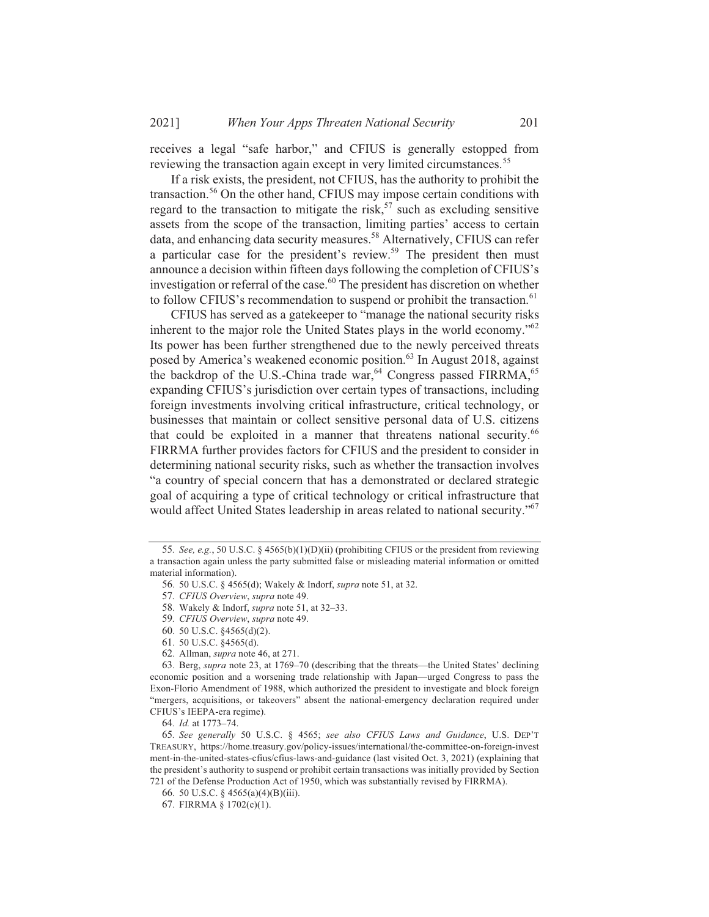receives a legal "safe harbor," and CFIUS is generally estopped from reviewing the transaction again except in very limited circumstances.[55]

If a risk exists, the president, not CFIUS, has the authority to prohibit the transaction.[56] On the other hand, CFIUS may impose certain conditions with regard to the transaction to mitigate the risk,[57] such as excluding sensitive assets from the scope of the transaction, limiting parties' access to certain data, and enhancing data security measures.[58] Alternatively, CFIUS can refer a particular case for the president's review.[59] The president then must announce a decision within fifteen days following the completion of CFIUS's investigation or referral of the case.[60] The president has discretion on whether to follow CFIUS's recommendation to suspend or prohibit the transaction.[61]

CFIUS has served as a gatekeeper to "manage the national security risks inherent to the major role the United States plays in the world economy."[62] Its power has been further strengthened due to the newly perceived threats posed by America's weakened economic position.[63] In August 2018, against the backdrop of the U.S.-China trade war,[64] Congress passed FIRRMA,[65] expanding CFIUS's jurisdiction over certain types of transactions, including foreign investments involving critical infrastructure, critical technology, or businesses that maintain or collect sensitive personal data of U.S. citizens that could be exploited in a manner that threatens national security.[66] FIRRMA further provides factors for CFIUS and the president to consider in determining national security risks, such as whether the transaction involves "a country of special concern that has a demonstrated or declared strategic goal of acquiring a type of critical technology or critical infrastructure that would affect United States leadership in areas related to national security."[67]

---

55. *See, e.g.*, 50 U.S.C. § 4565(b)(1)(D)(ii) (prohibiting CFIUS or the president from reviewing a transaction again unless the party submitted false or misleading material information or omitted material information).

56. 50 U.S.C. § 4565(d); Wakely & Indorf, *supra* note 51, at 32.

57. *CFIUS Overview*, *supra* note 49.

58. Wakely & Indorf, *supra* note 51, at 32–33.

59. *CFIUS Overview*, *supra* note 49.

60. 50 U.S.C. §4565(d)(2).

61. 50 U.S.C. §4565(d).

62. Allman, *supra* note 46, at 271.

63. Berg, *supra* note 23, at 1769–70 (describing that the threats—the United States' declining economic position and a worsening trade relationship with Japan—urged Congress to pass the Exon-Florio Amendment of 1988, which authorized the president to investigate and block foreign "mergers, acquisitions, or takeovers" absent the national-emergency declaration required under CFIUS's IEEPA-era regime).

64. *Id.* at 1773–74.

65. *See generally* 50 U.S.C. § 4565; *see also CFIUS Laws and Guidance*, U.S. DEP'T TREASURY, https://home.treasury.gov/policy-issues/international/the-committee-on-foreign-investment-in-the-united-states-cfius/cfius-laws-and-guidance (last visited Oct. 3, 2021) (explaining that the president's authority to suspend or prohibit certain transactions was initially provided by Section 721 of the Defense Production Act of 1950, which was substantially revised by FIRRMA).

66. 50 U.S.C. § 4565(a)(4)(B)(iii).

67. FIRRMA § 1702(c)(1).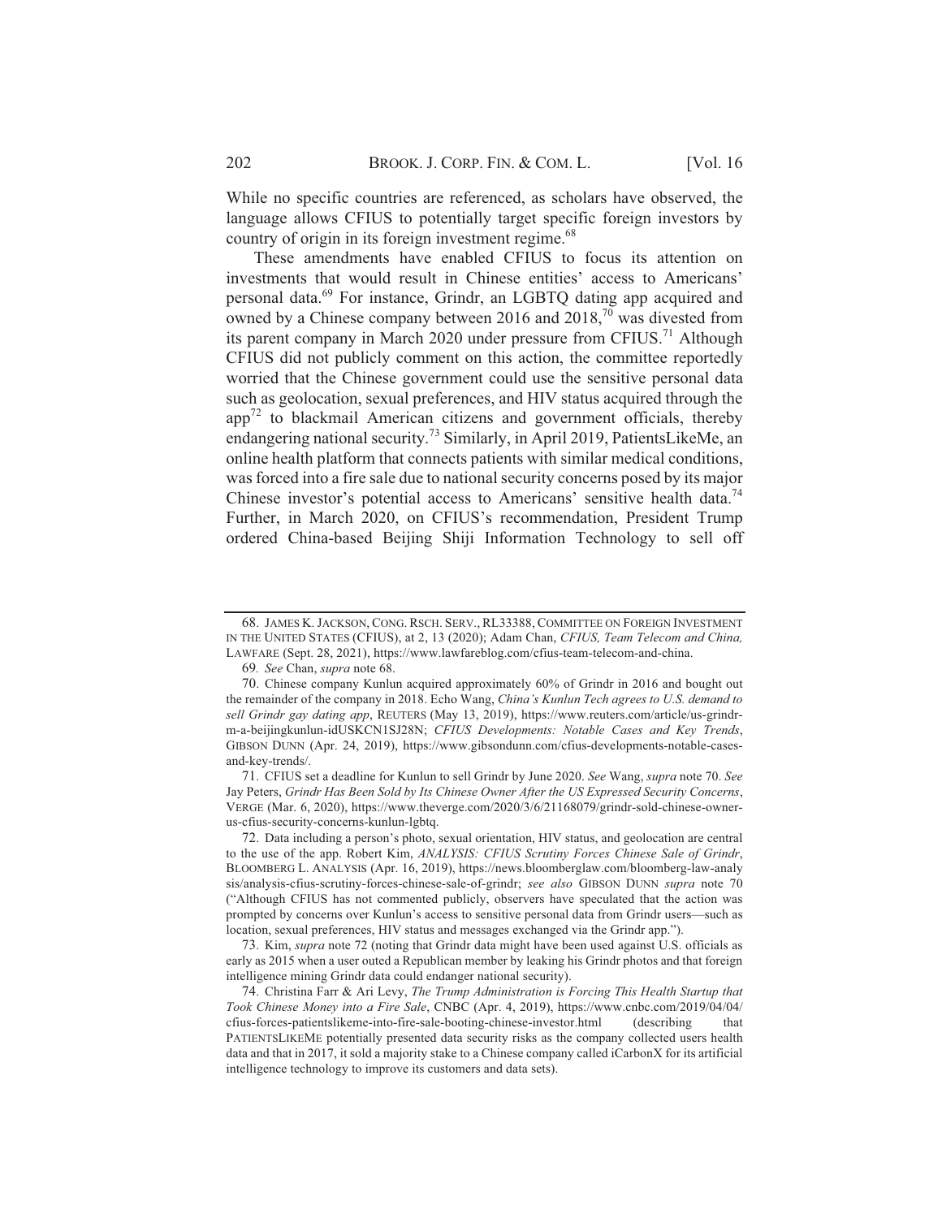While no specific countries are referenced, as scholars have observed, the language allows CFIUS to potentially target specific foreign investors by country of origin in its foreign investment regime.[68]

These amendments have enabled CFIUS to focus its attention on investments that would result in Chinese entities' access to Americans' personal data.[69] For instance, Grindr, an LGBTQ dating app acquired and owned by a Chinese company between 2016 and 2018,[70] was divested from its parent company in March 2020 under pressure from CFIUS.[71] Although CFIUS did not publicly comment on this action, the committee reportedly worried that the Chinese government could use the sensitive personal data such as geolocation, sexual preferences, and HIV status acquired through the app[72] to blackmail American citizens and government officials, thereby endangering national security.[73] Similarly, in April 2019, PatientsLikeMe, an online health platform that connects patients with similar medical conditions, was forced into a fire sale due to national security concerns posed by its major Chinese investor's potential access to Americans' sensitive health data.[74] Further, in March 2020, on CFIUS's recommendation, President Trump ordered China-based Beijing Shiji Information Technology to sell off

---

68. JAMES K. JACKSON, CONG. RSCH. SERV., RL33388, COMMITTEE ON FOREIGN INVESTMENT IN THE UNITED STATES (CFIUS), at 2, 13 (2020); Adam Chan, *CFIUS, Team Telecom and China,* LAWFARE (Sept. 28, 2021), https://www.lawfareblog.com/cfius-team-telecom-and-china.

69. *See* Chan, *supra* note 68.

70. Chinese company Kunlun acquired approximately 60% of Grindr in 2016 and bought out the remainder of the company in 2018. Echo Wang, *China's Kunlun Tech agrees to U.S. demand to sell Grindr gay dating app*, REUTERS (May 13, 2019), https://www.reuters.com/article/us-grindr-m-a-beijingkunlun-idUSKCN1SJ28N; *CFIUS Developments: Notable Cases and Key Trends*, GIBSON DUNN (Apr. 24, 2019), https://www.gibsondunn.com/cfius-developments-notable-cases-and-key-trends/.

71. CFIUS set a deadline for Kunlun to sell Grindr by June 2020. *See* Wang, *supra* note 70. *See* Jay Peters, *Grindr Has Been Sold by Its Chinese Owner After the US Expressed Security Concerns*, VERGE (Mar. 6, 2020), https://www.theverge.com/2020/3/6/21168079/grindr-sold-chinese-owner-us-cfius-security-concerns-kunlun-lgbtq.

72. Data including a person's photo, sexual orientation, HIV status, and geolocation are central to the use of the app. Robert Kim, *ANALYSIS: CFIUS Scrutiny Forces Chinese Sale of Grindr*, BLOOMBERG L. ANALYSIS (Apr. 16, 2019), https://news.bloomberglaw.com/bloomberg-law-analysis/analysis-cfius-scrutiny-forces-chinese-sale-of-grindr; *see also* GIBSON DUNN *supra* note 70 ("Although CFIUS has not commented publicly, observers have speculated that the action was prompted by concerns over Kunlun's access to sensitive personal data from Grindr users—such as location, sexual preferences, HIV status and messages exchanged via the Grindr app.").

73. Kim, *supra* note 72 (noting that Grindr data might have been used against U.S. officials as early as 2015 when a user outed a Republican member by leaking his Grindr photos and that foreign intelligence mining Grindr data could endanger national security).

74. Christina Farr & Ari Levy, *The Trump Administration is Forcing This Health Startup that Took Chinese Money into a Fire Sale*, CNBC (Apr. 4, 2019), https://www.cnbc.com/2019/04/04/cfius-forces-patientslikeme-into-fire-sale-booting-chinese-investor.html (describing that PATIENTSLIKEME potentially presented data security risks as the company collected users health data and that in 2017, it sold a majority stake to a Chinese company called iCarbonX for its artificial intelligence technology to improve its customers and data sets).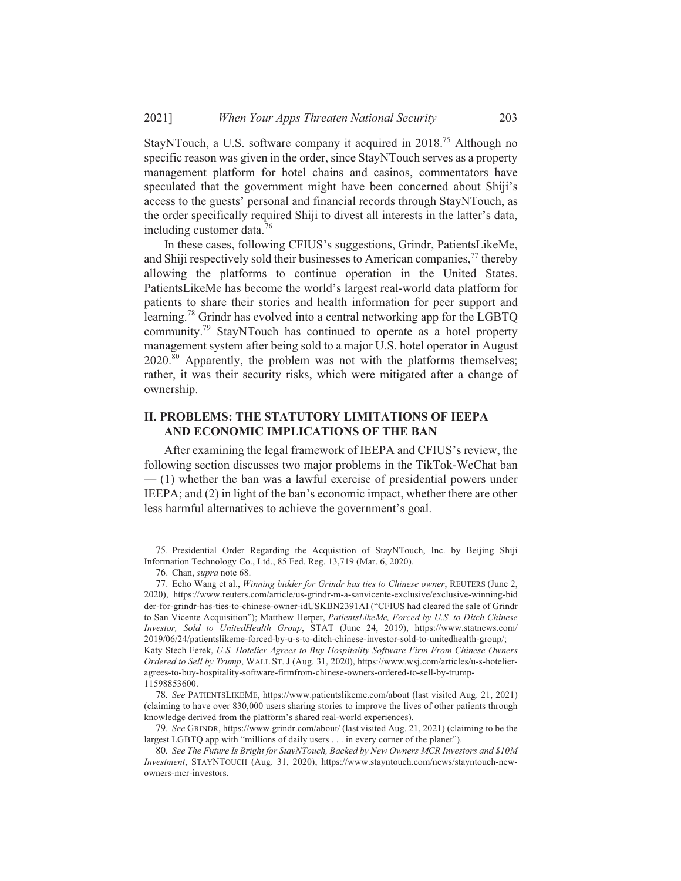StayNTouch, a U.S. software company it acquired in 2018.[75] Although no specific reason was given in the order, since StayNTouch serves as a property management platform for hotel chains and casinos, commentators have speculated that the government might have been concerned about Shiji's access to the guests' personal and financial records through StayNTouch, as the order specifically required Shiji to divest all interests in the latter's data, including customer data.[76]

In these cases, following CFIUS's suggestions, Grindr, PatientsLikeMe, and Shiji respectively sold their businesses to American companies,[77] thereby allowing the platforms to continue operation in the United States. PatientsLikeMe has become the world's largest real-world data platform for patients to share their stories and health information for peer support and learning.[78] Grindr has evolved into a central networking app for the LGBTQ community.[79] StayNTouch has continued to operate as a hotel property management system after being sold to a major U.S. hotel operator in August 2020.[80] Apparently, the problem was not with the platforms themselves; rather, it was their security risks, which were mitigated after a change of ownership.

## II. PROBLEMS: THE STATUTORY LIMITATIONS OF IEEPA AND ECONOMIC IMPLICATIONS OF THE BAN

After examining the legal framework of IEEPA and CFIUS's review, the following section discusses two major problems in the TikTok-WeChat ban — (1) whether the ban was a lawful exercise of presidential powers under IEEPA; and (2) in light of the ban's economic impact, whether there are other less harmful alternatives to achieve the government's goal.

---

75. Presidential Order Regarding the Acquisition of StayNTouch, Inc. by Beijing Shiji Information Technology Co., Ltd., 85 Fed. Reg. 13,719 (Mar. 6, 2020).

76. Chan, *supra* note 68.

77. Echo Wang et al., *Winning bidder for Grindr has ties to Chinese owner*, REUTERS (June 2, 2020), https://www.reuters.com/article/us-grindr-m-a-sanvicente-exclusive/exclusive-winning-bidder-for-grindr-has-ties-to-chinese-owner-idUSKBN2391AI ("CFIUS had cleared the sale of Grindr to San Vicente Acquisition"); Matthew Herper, *PatientsLikeMe, Forced by U.S. to Ditch Chinese Investor, Sold to UnitedHealth Group*, STAT (June 24, 2019), https://www.statnews.com/2019/06/24/patientslikeme-forced-by-u-s-to-ditch-chinese-investor-sold-to-unitedhealth-group/; Katy Stech Ferek, *U.S. Hotelier Agrees to Buy Hospitality Software Firm From Chinese Owners Ordered to Sell by Trump*, WALL ST. J (Aug. 31, 2020), https://www.wsj.com/articles/u-s-hotelier-agrees-to-buy-hospitality-software-firmfrom-chinese-owners-ordered-to-sell-by-trump-11598853600.

78. *See* PATIENTSLIKEME, https://www.patientslikeme.com/about (last visited Aug. 21, 2021) (claiming to have over 830,000 users sharing stories to improve the lives of other patients through knowledge derived from the platform's shared real-world experiences).

79. *See* GRINDR, https://www.grindr.com/about/ (last visited Aug. 21, 2021) (claiming to be the largest LGBTQ app with "millions of daily users . . . in every corner of the planet").

80. *See The Future Is Bright for StayNTouch, Backed by New Owners MCR Investors and $10M Investment*, STAYNTOUCH (Aug. 31, 2020), https://www.stayntouch.com/news/stayntouch-new-owners-mcr-investors.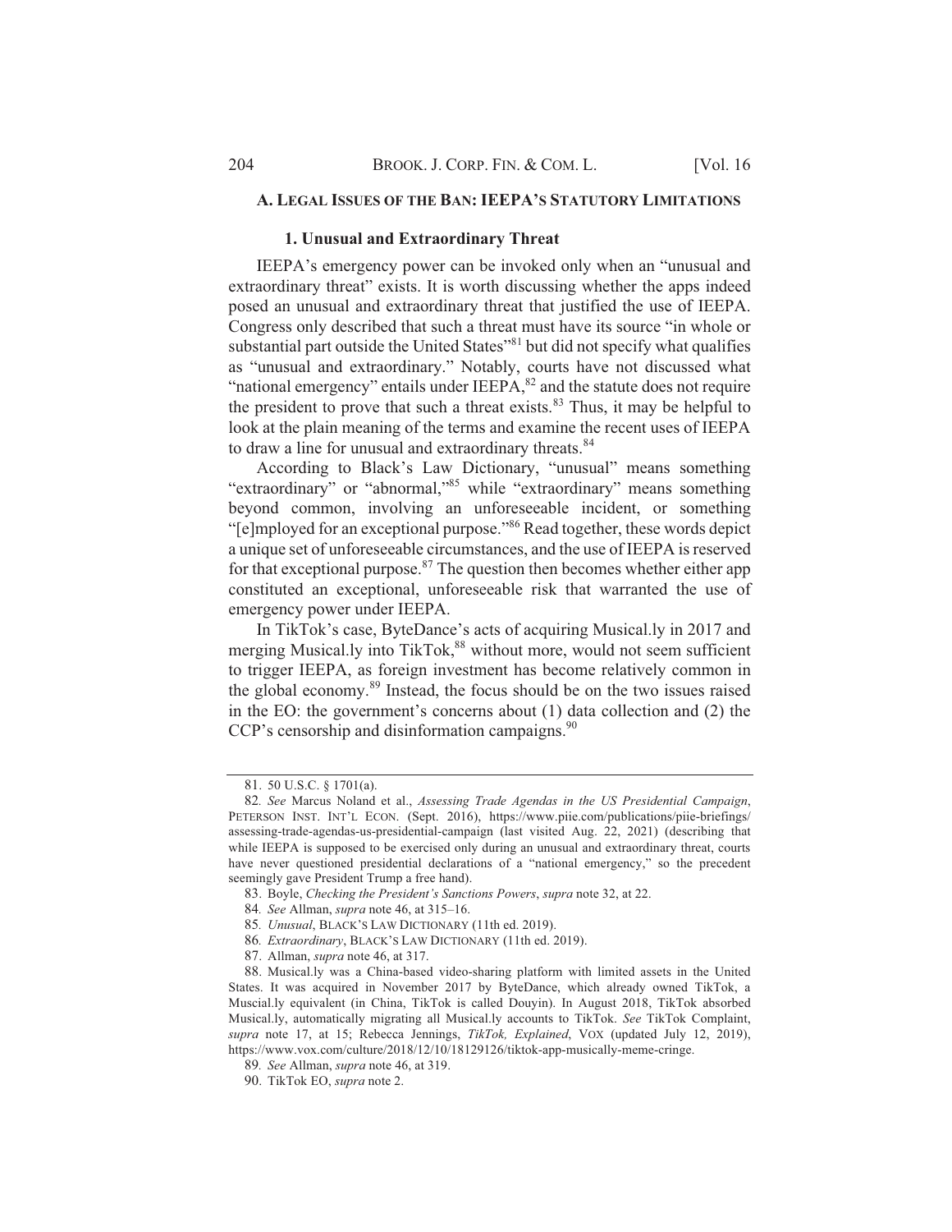### A. Legal Issues of the Ban: IEEPA's Statutory Limitations

#### 1. Unusual and Extraordinary Threat

IEEPA's emergency power can be invoked only when an "unusual and extraordinary threat" exists. It is worth discussing whether the apps indeed posed an unusual and extraordinary threat that justified the use of IEEPA. Congress only described that such a threat must have its source "in whole or substantial part outside the United States"[81] but did not specify what qualifies as "unusual and extraordinary." Notably, courts have not discussed what "national emergency" entails under IEEPA,[82] and the statute does not require the president to prove that such a threat exists.[83] Thus, it may be helpful to look at the plain meaning of the terms and examine the recent uses of IEEPA to draw a line for unusual and extraordinary threats.[84]

According to Black's Law Dictionary, "unusual" means something "extraordinary" or "abnormal,"[85] while "extraordinary" means something beyond common, involving an unforeseeable incident, or something "[e]mployed for an exceptional purpose."[86] Read together, these words depict a unique set of unforeseeable circumstances, and the use of IEEPA is reserved for that exceptional purpose.[87] The question then becomes whether either app constituted an exceptional, unforeseeable risk that warranted the use of emergency power under IEEPA.

In TikTok's case, ByteDance's acts of acquiring Musical.ly in 2017 and merging Musical.ly into TikTok,[88] without more, would not seem sufficient to trigger IEEPA, as foreign investment has become relatively common in the global economy.[89] Instead, the focus should be on the two issues raised in the EO: the government's concerns about (1) data collection and (2) the CCP's censorship and disinformation campaigns.[90]

---

81. 50 U.S.C. § 1701(a).

82. *See* Marcus Noland et al., *Assessing Trade Agendas in the US Presidential Campaign*, PETERSON INST. INT'L ECON. (Sept. 2016), https://www.piie.com/publications/piie-briefings/assessing-trade-agendas-us-presidential-campaign (last visited Aug. 22, 2021) (describing that while IEEPA is supposed to be exercised only during an unusual and extraordinary threat, courts have never questioned presidential declarations of a "national emergency," so the precedent seemingly gave President Trump a free hand).

83. Boyle, *Checking the President's Sanctions Powers*, *supra* note 32, at 22.

84. *See* Allman, *supra* note 46, at 315–16.

85. *Unusual*, BLACK'S LAW DICTIONARY (11th ed. 2019).

86. *Extraordinary*, BLACK'S LAW DICTIONARY (11th ed. 2019).

87. Allman, *supra* note 46, at 317.

88. Musical.ly was a China-based video-sharing platform with limited assets in the United States. It was acquired in November 2017 by ByteDance, which already owned TikTok, a Muscial.ly equivalent (in China, TikTok is called Douyin). In August 2018, TikTok absorbed Musical.ly, automatically migrating all Musical.ly accounts to TikTok. *See* TikTok Complaint, *supra* note 17, at 15; Rebecca Jennings, *TikTok, Explained*, VOX (updated July 12, 2019), https://www.vox.com/culture/2018/12/10/18129126/tiktok-app-musically-meme-cringe.

89. *See* Allman, *supra* note 46, at 319.

90. TikTok EO, *supra* note 2.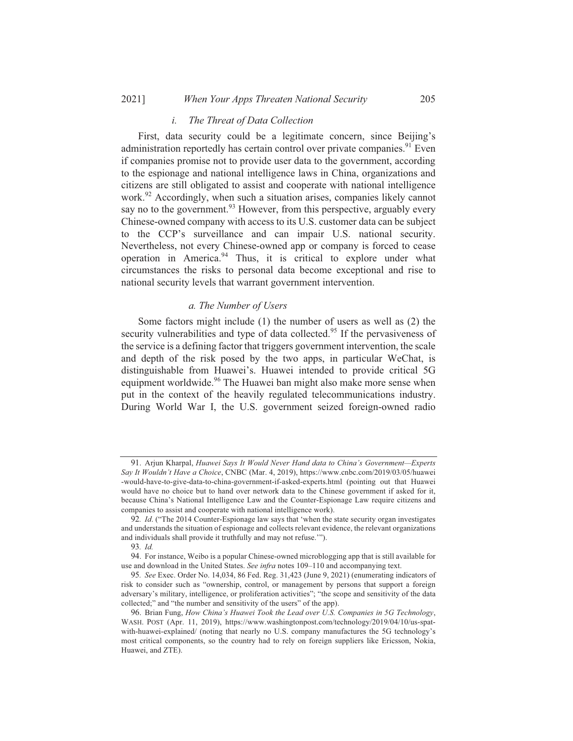#### *i. The Threat of Data Collection*

First, data security could be a legitimate concern, since Beijing's administration reportedly has certain control over private companies.[91] Even if companies promise not to provide user data to the government, according to the espionage and national intelligence laws in China, organizations and citizens are still obligated to assist and cooperate with national intelligence work.[92] Accordingly, when such a situation arises, companies likely cannot say no to the government.[93] However, from this perspective, arguably every Chinese-owned company with access to its U.S. customer data can be subject to the CCP's surveillance and can impair U.S. national security. Nevertheless, not every Chinese-owned app or company is forced to cease operation in America.[94] Thus, it is critical to explore under what circumstances the risks to personal data become exceptional and rise to national security levels that warrant government intervention.

##### *a. The Number of Users*

Some factors might include (1) the number of users as well as (2) the security vulnerabilities and type of data collected.[95] If the pervasiveness of the service is a defining factor that triggers government intervention, the scale and depth of the risk posed by the two apps, in particular WeChat, is distinguishable from Huawei's. Huawei intended to provide critical 5G equipment worldwide.[96] The Huawei ban might also make more sense when put in the context of the heavily regulated telecommunications industry. During World War I, the U.S. government seized foreign-owned radio

---

91. Arjun Kharpal, *Huawei Says It Would Never Hand data to China's Government—Experts Say It Wouldn't Have a Choice*, CNBC (Mar. 4, 2019), https://www.cnbc.com/2019/03/05/huawei-would-have-to-give-data-to-china-government-if-asked-experts.html (pointing out that Huawei would have no choice but to hand over network data to the Chinese government if asked for it, because China's National Intelligence Law and the Counter-Espionage Law require citizens and companies to assist and cooperate with national intelligence work).

92. *Id*. ("The 2014 Counter-Espionage law says that 'when the state security organ investigates and understands the situation of espionage and collects relevant evidence, the relevant organizations and individuals shall provide it truthfully and may not refuse.'").

93. *Id.*

94. For instance, Weibo is a popular Chinese-owned microblogging app that is still available for use and download in the United States. *See infra* notes 109–110 and accompanying text.

95. *See* Exec. Order No. 14,034, 86 Fed. Reg. 31,423 (June 9, 2021) (enumerating indicators of risk to consider such as "ownership, control, or management by persons that support a foreign adversary's military, intelligence, or proliferation activities"; "the scope and sensitivity of the data collected;" and "the number and sensitivity of the users" of the app).

96. Brian Fung, *How China's Huawei Took the Lead over U.S. Companies in 5G Technology*, WASH. POST (Apr. 11, 2019), https://www.washingtonpost.com/technology/2019/04/10/us-spat-with-huawei-explained/ (noting that nearly no U.S. company manufactures the 5G technology's most critical components, so the country had to rely on foreign suppliers like Ericsson, Nokia, Huawei, and ZTE).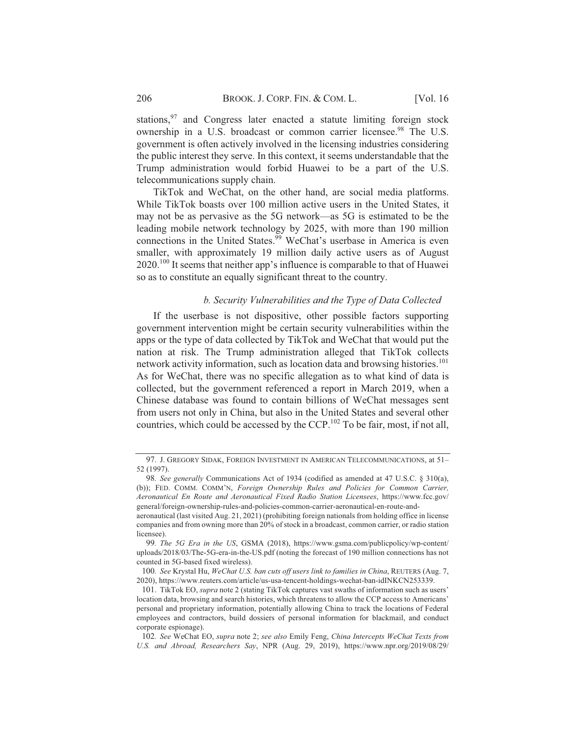stations,[97] and Congress later enacted a statute limiting foreign stock ownership in a U.S. broadcast or common carrier licensee.[98] The U.S. government is often actively involved in the licensing industries considering the public interest they serve. In this context, it seems understandable that the Trump administration would forbid Huawei to be a part of the U.S. telecommunications supply chain.

TikTok and WeChat, on the other hand, are social media platforms. While TikTok boasts over 100 million active users in the United States, it may not be as pervasive as the 5G network—as 5G is estimated to be the leading mobile network technology by 2025, with more than 190 million connections in the United States.[99] WeChat's userbase in America is even smaller, with approximately 19 million daily active users as of August 2020.[100] It seems that neither app's influence is comparable to that of Huawei so as to constitute an equally significant threat to the country.

*b. Security Vulnerabilities and the Type of Data Collected*

If the userbase is not dispositive, other possible factors supporting government intervention might be certain security vulnerabilities within the apps or the type of data collected by TikTok and WeChat that would put the nation at risk. The Trump administration alleged that TikTok collects network activity information, such as location data and browsing histories.[101] As for WeChat, there was no specific allegation as to what kind of data is collected, but the government referenced a report in March 2019, when a Chinese database was found to contain billions of WeChat messages sent from users not only in China, but also in the United States and several other countries, which could be accessed by the CCP.[102] To be fair, most, if not all,

---

97. J. GREGORY SIDAK, FOREIGN INVESTMENT IN AMERICAN TELECOMMUNICATIONS, at 51–52 (1997).

98. *See generally* Communications Act of 1934 (codified as amended at 47 U.S.C. § 310(a), (b)); FED. COMM. COMM'N, *Foreign Ownership Rules and Policies for Common Carrier, Aeronautical En Route and Aeronautical Fixed Radio Station Licensees*, https://www.fcc.gov/general/foreign-ownership-rules-and-policies-common-carrier-aeronautical-en-route-and-aeronautical (last visited Aug. 21, 2021) (prohibiting foreign nationals from holding office in license companies and from owning more than 20% of stock in a broadcast, common carrier, or radio station licensee).

99. *The 5G Era in the US*, GSMA (2018), https://www.gsma.com/publicpolicy/wp-content/uploads/2018/03/The-5G-era-in-the-US.pdf (noting the forecast of 190 million connections has not counted in 5G-based fixed wireless).

100. *See* Krystal Hu, *WeChat U.S. ban cuts off users link to families in China*, REUTERS (Aug. 7, 2020), https://www.reuters.com/article/us-usa-tencent-holdings-wechat-ban-idINKCN253339.

101. TikTok EO, *supra* note 2 (stating TikTok captures vast swaths of information such as users' location data, browsing and search histories, which threatens to allow the CCP access to Americans' personal and proprietary information, potentially allowing China to track the locations of Federal employees and contractors, build dossiers of personal information for blackmail, and conduct corporate espionage).

102. *See* WeChat EO, *supra* note 2; *see also* Emily Feng, *China Intercepts WeChat Texts from U.S. and Abroad, Researchers Say*, NPR (Aug. 29, 2019), https://www.npr.org/2019/08/29/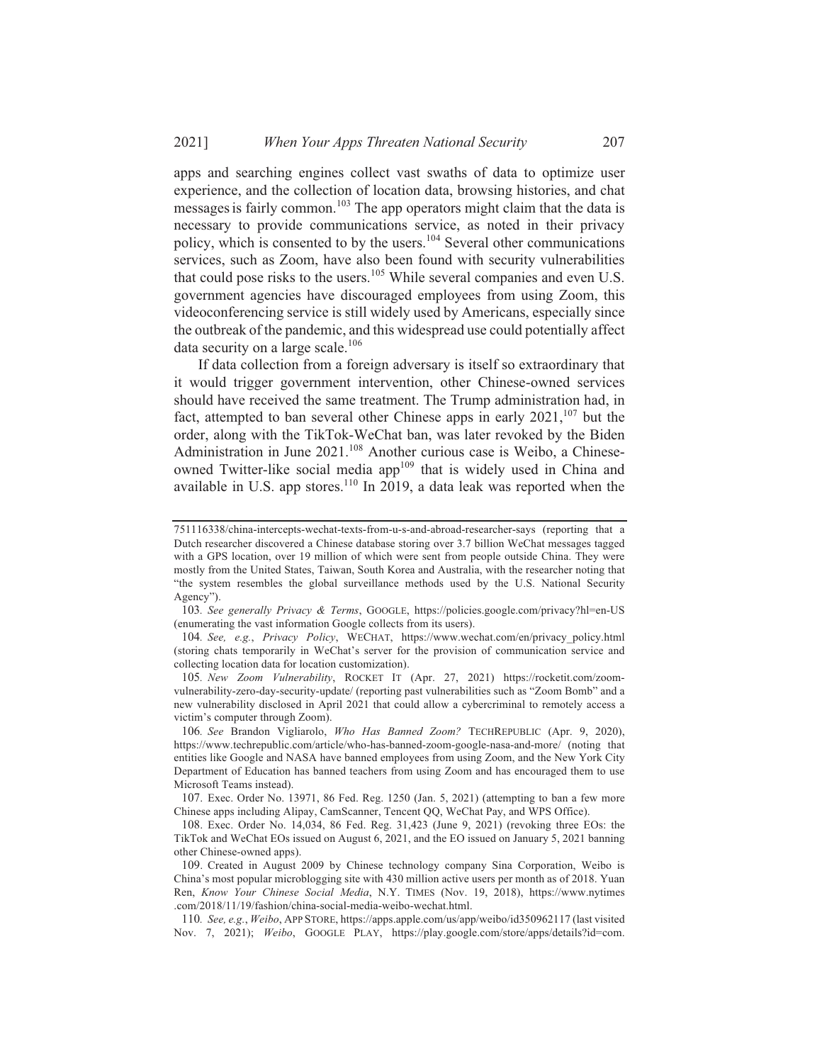apps and searching engines collect vast swaths of data to optimize user experience, and the collection of location data, browsing histories, and chat messages is fairly common.[103] The app operators might claim that the data is necessary to provide communications service, as noted in their privacy policy, which is consented to by the users.[104] Several other communications services, such as Zoom, have also been found with security vulnerabilities that could pose risks to the users.[105] While several companies and even U.S. government agencies have discouraged employees from using Zoom, this videoconferencing service is still widely used by Americans, especially since the outbreak of the pandemic, and this widespread use could potentially affect data security on a large scale.[106]

If data collection from a foreign adversary is itself so extraordinary that it would trigger government intervention, other Chinese-owned services should have received the same treatment. The Trump administration had, in fact, attempted to ban several other Chinese apps in early 2021,[107] but the order, along with the TikTok-WeChat ban, was later revoked by the Biden Administration in June 2021.[108] Another curious case is Weibo, a Chinese-owned Twitter-like social media app[109] that is widely used in China and available in U.S. app stores.[110] In 2019, a data leak was reported when the

---

751116338/china-intercepts-wechat-texts-from-u-s-and-abroad-researcher-says (reporting that a Dutch researcher discovered a Chinese database storing over 3.7 billion WeChat messages tagged with a GPS location, over 19 million of which were sent from people outside China. They were mostly from the United States, Taiwan, South Korea and Australia, with the researcher noting that "the system resembles the global surveillance methods used by the U.S. National Security Agency").

103. *See generally Privacy & Terms*, GOOGLE, https://policies.google.com/privacy?hl=en-US (enumerating the vast information Google collects from its users).

104. *See, e.g.*, *Privacy Policy*, WECHAT, https://www.wechat.com/en/privacy_policy.html (storing chats temporarily in WeChat's server for the provision of communication service and collecting location data for location customization).

105. *New Zoom Vulnerability*, ROCKET IT (Apr. 27, 2021) https://rocketit.com/zoom-vulnerability-zero-day-security-update/ (reporting past vulnerabilities such as "Zoom Bomb" and a new vulnerability disclosed in April 2021 that could allow a cybercriminal to remotely access a victim's computer through Zoom).

106. *See* Brandon Vigliarolo, *Who Has Banned Zoom?* TECHREPUBLIC (Apr. 9, 2020), https://www.techrepublic.com/article/who-has-banned-zoom-google-nasa-and-more/ (noting that entities like Google and NASA have banned employees from using Zoom, and the New York City Department of Education has banned teachers from using Zoom and has encouraged them to use Microsoft Teams instead).

107. Exec. Order No. 13971, 86 Fed. Reg. 1250 (Jan. 5, 2021) (attempting to ban a few more Chinese apps including Alipay, CamScanner, Tencent QQ, WeChat Pay, and WPS Office).

108. Exec. Order No. 14,034, 86 Fed. Reg. 31,423 (June 9, 2021) (revoking three EOs: the TikTok and WeChat EOs issued on August 6, 2021, and the EO issued on January 5, 2021 banning other Chinese-owned apps).

109. Created in August 2009 by Chinese technology company Sina Corporation, Weibo is China's most popular microblogging site with 430 million active users per month as of 2018. Yuan Ren, *Know Your Chinese Social Media*, N.Y. TIMES (Nov. 19, 2018), https://www.nytimes.com/2018/11/19/fashion/china-social-media-weibo-wechat.html.

110. *See, e.g.*, *Weibo*, APP STORE, https://apps.apple.com/us/app/weibo/id350962117 (last visited Nov. 7, 2021); *Weibo*, GOOGLE PLAY, https://play.google.com/store/apps/details?id=com.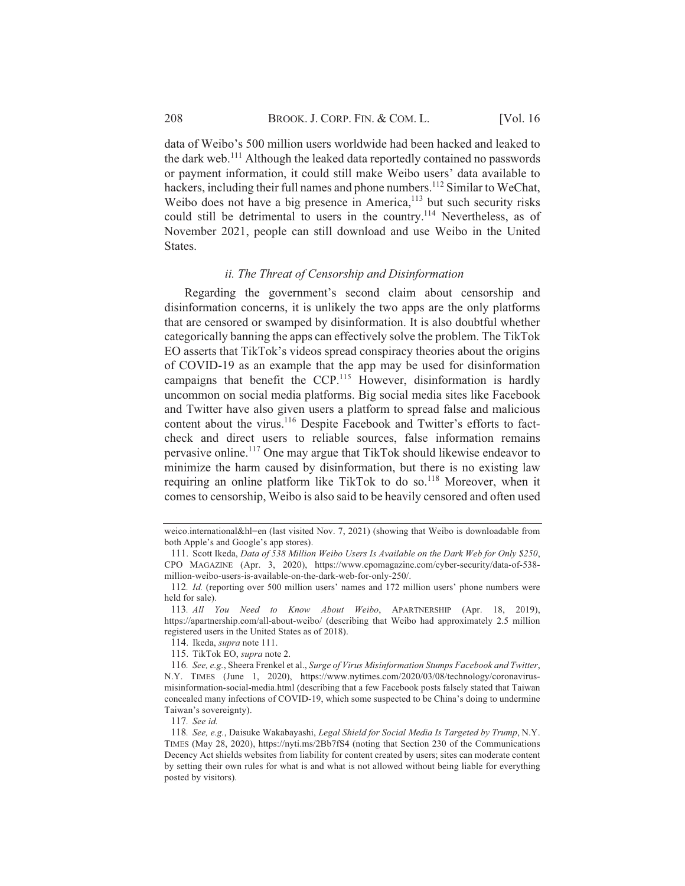data of Weibo's 500 million users worldwide had been hacked and leaked to the dark web.[111] Although the leaked data reportedly contained no passwords or payment information, it could still make Weibo users' data available to hackers, including their full names and phone numbers.[112] Similar to WeChat, Weibo does not have a big presence in America,[113] but such security risks could still be detrimental to users in the country.[114] Nevertheless, as of November 2021, people can still download and use Weibo in the United States.

### *ii. The Threat of Censorship and Disinformation*

Regarding the government's second claim about censorship and disinformation concerns, it is unlikely the two apps are the only platforms that are censored or swamped by disinformation. It is also doubtful whether categorically banning the apps can effectively solve the problem. The TikTok EO asserts that TikTok's videos spread conspiracy theories about the origins of COVID-19 as an example that the app may be used for disinformation campaigns that benefit the CCP.[115] However, disinformation is hardly uncommon on social media platforms. Big social media sites like Facebook and Twitter have also given users a platform to spread false and malicious content about the virus.[116] Despite Facebook and Twitter's efforts to fact-check and direct users to reliable sources, false information remains pervasive online.[117] One may argue that TikTok should likewise endeavor to minimize the harm caused by disinformation, but there is no existing law requiring an online platform like TikTok to do so.[118] Moreover, when it comes to censorship, Weibo is also said to be heavily censored and often used

---

weico.international&hl=en (last visited Nov. 7, 2021) (showing that Weibo is downloadable from both Apple's and Google's app stores).

111. Scott Ikeda, *Data of 538 Million Weibo Users Is Available on the Dark Web for Only $250*, CPO MAGAZINE (Apr. 3, 2020), https://www.cpomagazine.com/cyber-security/data-of-538-million-weibo-users-is-available-on-the-dark-web-for-only-250/.

112. *Id.* (reporting over 500 million users' names and 172 million users' phone numbers were held for sale).

113. *All You Need to Know About Weibo*, APARTNERSHIP (Apr. 18, 2019), https://apartnership.com/all-about-weibo/ (describing that Weibo had approximately 2.5 million registered users in the United States as of 2018).

114. Ikeda, *supra* note 111.

115. TikTok EO, *supra* note 2.

116. *See, e.g.*, Sheera Frenkel et al., *Surge of Virus Misinformation Stumps Facebook and Twitter*, N.Y. TIMES (June 1, 2020), https://www.nytimes.com/2020/03/08/technology/coronavirus-misinformation-social-media.html (describing that a few Facebook posts falsely stated that Taiwan concealed many infections of COVID-19, which some suspected to be China's doing to undermine Taiwan's sovereignty).

117. *See id.*

118. *See, e.g.*, Daisuke Wakabayashi, *Legal Shield for Social Media Is Targeted by Trump*, N.Y. TIMES (May 28, 2020), https://nyti.ms/2Bb7fS4 (noting that Section 230 of the Communications Decency Act shields websites from liability for content created by users; sites can moderate content by setting their own rules for what is and what is not allowed without being liable for everything posted by visitors).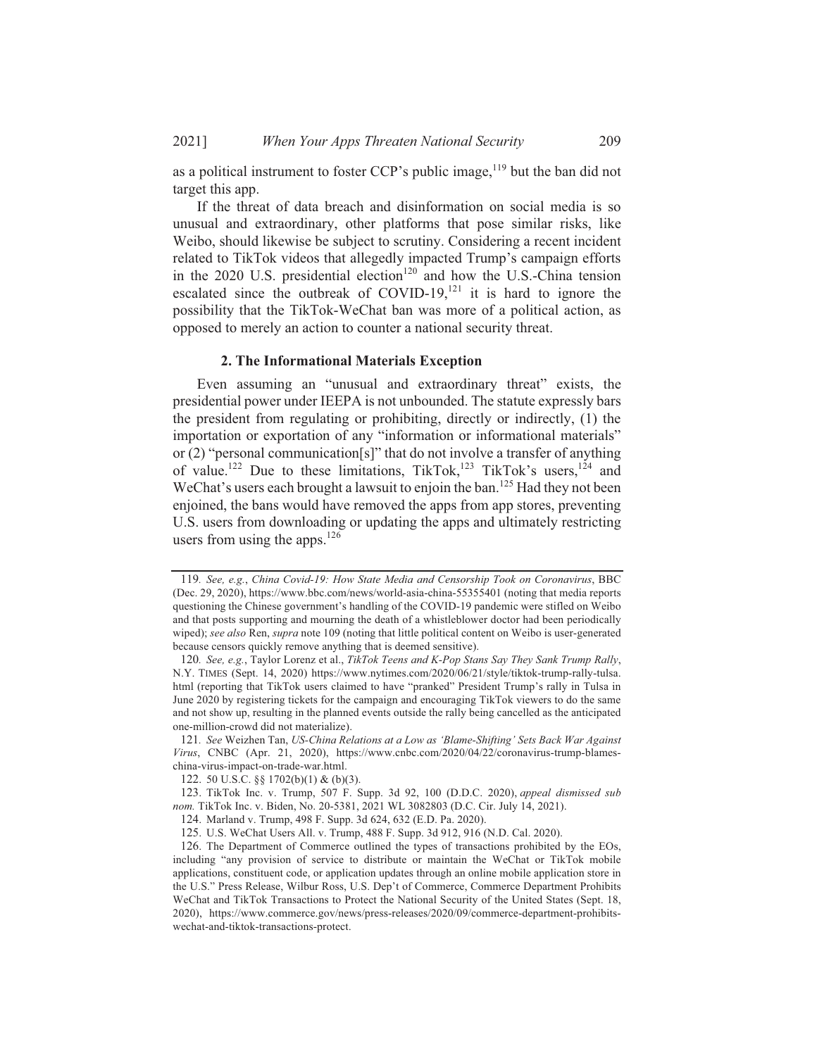as a political instrument to foster CCP's public image,[119] but the ban did not target this app.

If the threat of data breach and disinformation on social media is so unusual and extraordinary, other platforms that pose similar risks, like Weibo, should likewise be subject to scrutiny. Considering a recent incident related to TikTok videos that allegedly impacted Trump's campaign efforts in the 2020 U.S. presidential election[120] and how the U.S.-China tension escalated since the outbreak of COVID-19,[121] it is hard to ignore the possibility that the TikTok-WeChat ban was more of a political action, as opposed to merely an action to counter a national security threat.

#### 2. The Informational Materials Exception

Even assuming an "unusual and extraordinary threat" exists, the presidential power under IEEPA is not unbounded. The statute expressly bars the president from regulating or prohibiting, directly or indirectly, (1) the importation or exportation of any "information or informational materials" or (2) "personal communication[s]" that do not involve a transfer of anything of value.[122] Due to these limitations, TikTok,[123] TikTok's users,[124] and WeChat's users each brought a lawsuit to enjoin the ban.[125] Had they not been enjoined, the bans would have removed the apps from app stores, preventing U.S. users from downloading or updating the apps and ultimately restricting users from using the apps.[126]

---

119. *See, e.g.*, *China Covid-19: How State Media and Censorship Took on Coronavirus*, BBC (Dec. 29, 2020), https://www.bbc.com/news/world-asia-china-55355401 (noting that media reports questioning the Chinese government's handling of the COVID-19 pandemic were stifled on Weibo and that posts supporting and mourning the death of a whistleblower doctor had been periodically wiped); *see also* Ren, *supra* note 109 (noting that little political content on Weibo is user-generated because censors quickly remove anything that is deemed sensitive).

120. *See, e.g.*, Taylor Lorenz et al., *TikTok Teens and K-Pop Stans Say They Sank Trump Rally*, N.Y. TIMES (Sept. 14, 2020) https://www.nytimes.com/2020/06/21/style/tiktok-trump-rally-tulsa.html (reporting that TikTok users claimed to have "pranked" President Trump's rally in Tulsa in June 2020 by registering tickets for the campaign and encouraging TikTok viewers to do the same and not show up, resulting in the planned events outside the rally being cancelled as the anticipated one-million-crowd did not materialize).

121. *See* Weizhen Tan, *US-China Relations at a Low as 'Blame-Shifting' Sets Back War Against Virus*, CNBC (Apr. 21, 2020), https://www.cnbc.com/2020/04/22/coronavirus-trump-blames-china-virus-impact-on-trade-war.html.

122. 50 U.S.C. §§ 1702(b)(1) & (b)(3).

123. TikTok Inc. v. Trump, 507 F. Supp. 3d 92, 100 (D.D.C. 2020), *appeal dismissed sub nom.* TikTok Inc. v. Biden, No. 20-5381, 2021 WL 3082803 (D.C. Cir. July 14, 2021).

124. Marland v. Trump, 498 F. Supp. 3d 624, 632 (E.D. Pa. 2020).

125. U.S. WeChat Users All. v. Trump, 488 F. Supp. 3d 912, 916 (N.D. Cal. 2020).

126. The Department of Commerce outlined the types of transactions prohibited by the EOs, including "any provision of service to distribute or maintain the WeChat or TikTok mobile applications, constituent code, or application updates through an online mobile application store in the U.S." Press Release, Wilbur Ross, U.S. Dep't of Commerce, Commerce Department Prohibits WeChat and TikTok Transactions to Protect the National Security of the United States (Sept. 18, 2020), https://www.commerce.gov/news/press-releases/2020/09/commerce-department-prohibits-wechat-and-tiktok-transactions-protect.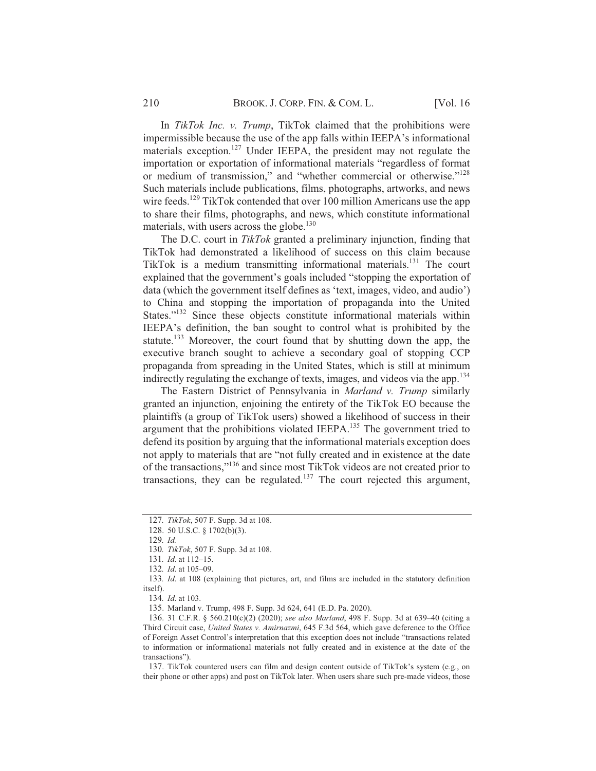In *TikTok Inc. v. Trump*, TikTok claimed that the prohibitions were impermissible because the use of the app falls within IEEPA's informational materials exception.[127] Under IEEPA, the president may not regulate the importation or exportation of informational materials "regardless of format or medium of transmission," and "whether commercial or otherwise."[128] Such materials include publications, films, photographs, artworks, and news wire feeds.[129] TikTok contended that over 100 million Americans use the app to share their films, photographs, and news, which constitute informational materials, with users across the globe.[130]

The D.C. court in *TikTok* granted a preliminary injunction, finding that TikTok had demonstrated a likelihood of success on this claim because TikTok is a medium transmitting informational materials.[131] The court explained that the government's goals included "stopping the exportation of data (which the government itself defines as 'text, images, video, and audio') to China and stopping the importation of propaganda into the United States."[132] Since these objects constitute informational materials within IEEPA's definition, the ban sought to control what is prohibited by the statute.[133] Moreover, the court found that by shutting down the app, the executive branch sought to achieve a secondary goal of stopping CCP propaganda from spreading in the United States, which is still at minimum indirectly regulating the exchange of texts, images, and videos via the app.[134]

The Eastern District of Pennsylvania in *Marland v. Trump* similarly granted an injunction, enjoining the entirety of the TikTok EO because the plaintiffs (a group of TikTok users) showed a likelihood of success in their argument that the prohibitions violated IEEPA.[135] The government tried to defend its position by arguing that the informational materials exception does not apply to materials that are "not fully created and in existence at the date of the transactions,"[136] and since most TikTok videos are not created prior to transactions, they can be regulated.[137] The court rejected this argument,

---

127. *TikTok*, 507 F. Supp. 3d at 108.

128. 50 U.S.C. § 1702(b)(3).

129. *Id.*

130. *TikTok*, 507 F. Supp. 3d at 108.

131. *Id.* at 112–15.

132. *Id.* at 105–09.

133. *Id.* at 108 (explaining that pictures, art, and films are included in the statutory definition itself).

134. *Id.* at 103.

135. Marland v. Trump, 498 F. Supp. 3d 624, 641 (E.D. Pa. 2020).

136. 31 C.F.R. § 560.210(c)(2) (2020); *see also Marland*, 498 F. Supp. 3d at 639–40 (citing a Third Circuit case, *United States v. Amirnazmi*, 645 F.3d 564, which gave deference to the Office of Foreign Asset Control's interpretation that this exception does not include "transactions related to information or informational materials not fully created and in existence at the date of the transactions").

137. TikTok countered users can film and design content outside of TikTok's system (e.g., on their phone or other apps) and post on TikTok later. When users share such pre-made videos, those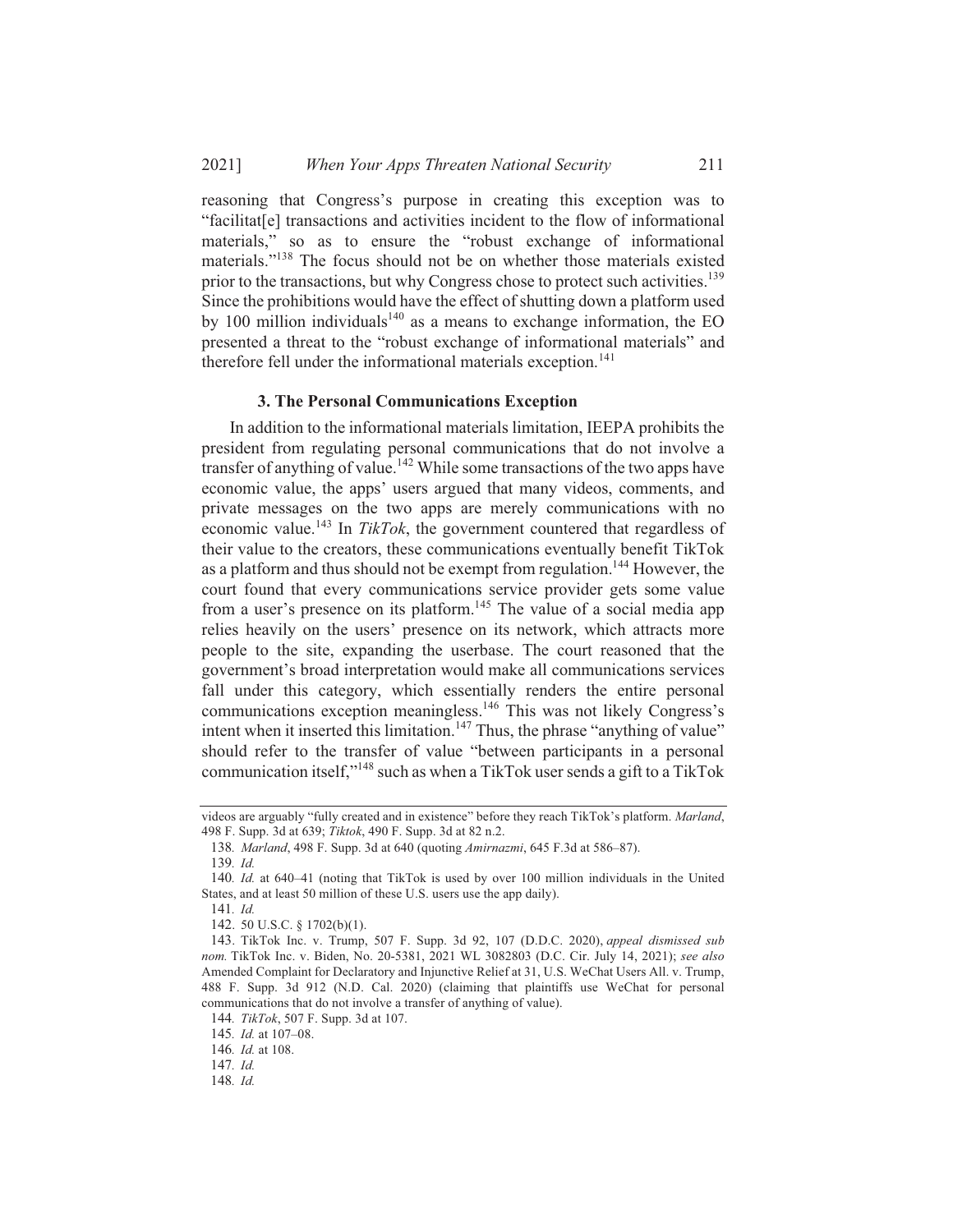reasoning that Congress's purpose in creating this exception was to "facilitat[e] transactions and activities incident to the flow of informational materials," so as to ensure the "robust exchange of informational materials."[138] The focus should not be on whether those materials existed prior to the transactions, but why Congress chose to protect such activities.[139] Since the prohibitions would have the effect of shutting down a platform used by 100 million individuals[140] as a means to exchange information, the EO presented a threat to the "robust exchange of informational materials" and therefore fell under the informational materials exception.[141]

### 3. The Personal Communications Exception

In addition to the informational materials limitation, IEEPA prohibits the president from regulating personal communications that do not involve a transfer of anything of value.[142] While some transactions of the two apps have economic value, the apps' users argued that many videos, comments, and private messages on the two apps are merely communications with no economic value.[143] In *TikTok*, the government countered that regardless of their value to the creators, these communications eventually benefit TikTok as a platform and thus should not be exempt from regulation.[144] However, the court found that every communications service provider gets some value from a user's presence on its platform.[145] The value of a social media app relies heavily on the users' presence on its network, which attracts more people to the site, expanding the userbase. The court reasoned that the government's broad interpretation would make all communications services fall under this category, which essentially renders the entire personal communications exception meaningless.[146] This was not likely Congress's intent when it inserted this limitation.[147] Thus, the phrase "anything of value" should refer to the transfer of value "between participants in a personal communication itself,"[148] such as when a TikTok user sends a gift to a TikTok

---

videos are arguably "fully created and in existence" before they reach TikTok's platform. *Marland*, 498 F. Supp. 3d at 639; *Tiktok*, 490 F. Supp. 3d at 82 n.2.

138. *Marland*, 498 F. Supp. 3d at 640 (quoting *Amirnazmi*, 645 F.3d at 586–87).

139. *Id.*

140. *Id.* at 640–41 (noting that TikTok is used by over 100 million individuals in the United States, and at least 50 million of these U.S. users use the app daily).

141. *Id.*

142. 50 U.S.C. § 1702(b)(1).

143. TikTok Inc. v. Trump, 507 F. Supp. 3d 92, 107 (D.D.C. 2020), *appeal dismissed sub nom.* TikTok Inc. v. Biden, No. 20-5381, 2021 WL 3082803 (D.C. Cir. July 14, 2021); *see also* Amended Complaint for Declaratory and Injunctive Relief at 31, U.S. WeChat Users All. v. Trump, 488 F. Supp. 3d 912 (N.D. Cal. 2020) (claiming that plaintiffs use WeChat for personal communications that do not involve a transfer of anything of value).

144. *TikTok*, 507 F. Supp. 3d at 107.

145. *Id.* at 107–08.

146. *Id.* at 108.

147. *Id.*

148. *Id.*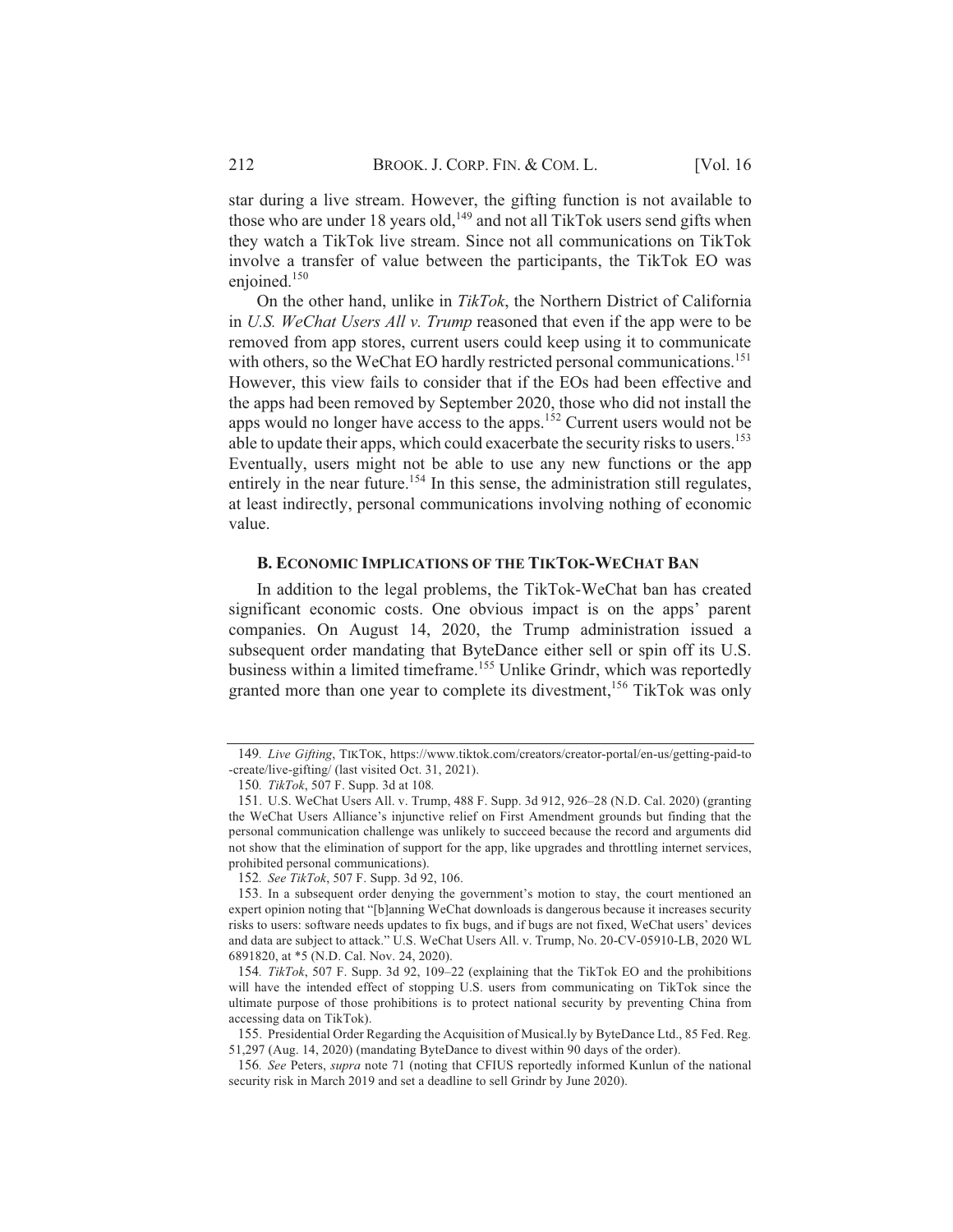star during a live stream. However, the gifting function is not available to those who are under 18 years old,[149] and not all TikTok users send gifts when they watch a TikTok live stream. Since not all communications on TikTok involve a transfer of value between the participants, the TikTok EO was enjoined.[150]

On the other hand, unlike in *TikTok*, the Northern District of California in *U.S. WeChat Users All v. Trump* reasoned that even if the app were to be removed from app stores, current users could keep using it to communicate with others, so the WeChat EO hardly restricted personal communications.[151] However, this view fails to consider that if the EOs had been effective and the apps had been removed by September 2020, those who did not install the apps would no longer have access to the apps.[152] Current users would not be able to update their apps, which could exacerbate the security risks to users.[153] Eventually, users might not be able to use any new functions or the app entirely in the near future.[154] In this sense, the administration still regulates, at least indirectly, personal communications involving nothing of economic value.

### B. ECONOMIC IMPLICATIONS OF THE TIKTOK-WECHAT BAN

In addition to the legal problems, the TikTok-WeChat ban has created significant economic costs. One obvious impact is on the apps' parent companies. On August 14, 2020, the Trump administration issued a subsequent order mandating that ByteDance either sell or spin off its U.S. business within a limited timeframe.[155] Unlike Grindr, which was reportedly granted more than one year to complete its divestment,[156] TikTok was only

---

149. *Live Gifting*, TIKTOK, https://www.tiktok.com/creators/creator-portal/en-us/getting-paid-to-create/live-gifting/ (last visited Oct. 31, 2021).

150. *TikTok*, 507 F. Supp. 3d at 108.

151. U.S. WeChat Users All. v. Trump, 488 F. Supp. 3d 912, 926–28 (N.D. Cal. 2020) (granting the WeChat Users Alliance's injunctive relief on First Amendment grounds but finding that the personal communication challenge was unlikely to succeed because the record and arguments did not show that the elimination of support for the app, like upgrades and throttling internet services, prohibited personal communications).

152. *See TikTok*, 507 F. Supp. 3d 92, 106.

153. In a subsequent order denying the government's motion to stay, the court mentioned an expert opinion noting that "[b]anning WeChat downloads is dangerous because it increases security risks to users: software needs updates to fix bugs, and if bugs are not fixed, WeChat users' devices and data are subject to attack." U.S. WeChat Users All. v. Trump, No. 20-CV-05910-LB, 2020 WL 6891820, at *5 (N.D. Cal. Nov. 24, 2020).

154. *TikTok*, 507 F. Supp. 3d 92, 109–22 (explaining that the TikTok EO and the prohibitions will have the intended effect of stopping U.S. users from communicating on TikTok since the ultimate purpose of those prohibitions is to protect national security by preventing China from accessing data on TikTok).

155. Presidential Order Regarding the Acquisition of Musical.ly by ByteDance Ltd., 85 Fed. Reg. 51,297 (Aug. 14, 2020) (mandating ByteDance to divest within 90 days of the order).

156. *See* Peters, *supra* note 71 (noting that CFIUS reportedly informed Kunlun of the national security risk in March 2019 and set a deadline to sell Grindr by June 2020).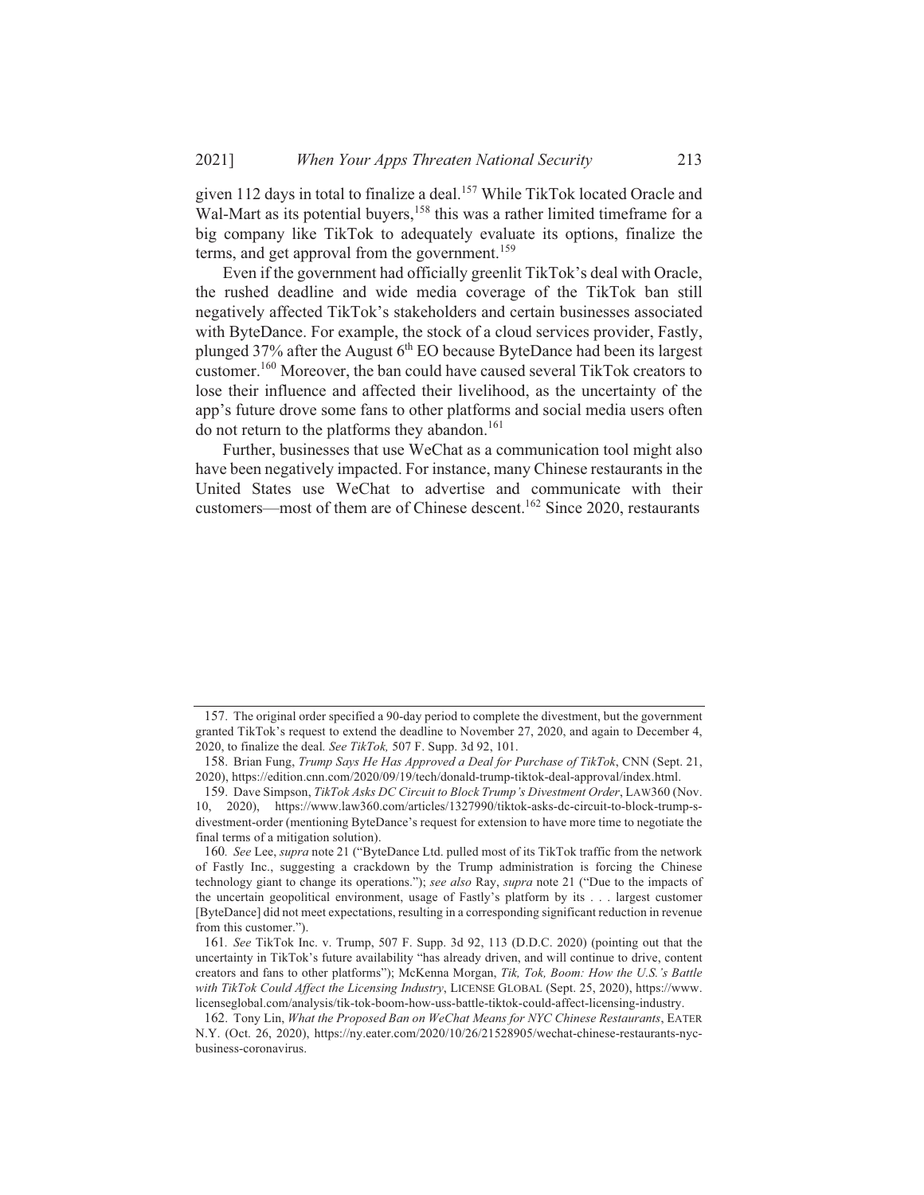given 112 days in total to finalize a deal.[157] While TikTok located Oracle and Wal-Mart as its potential buyers,[158] this was a rather limited timeframe for a big company like TikTok to adequately evaluate its options, finalize the terms, and get approval from the government.[159]

Even if the government had officially greenlit TikTok's deal with Oracle, the rushed deadline and wide media coverage of the TikTok ban still negatively affected TikTok's stakeholders and certain businesses associated with ByteDance. For example, the stock of a cloud services provider, Fastly, plunged 37% after the August 6th EO because ByteDance had been its largest customer.[160] Moreover, the ban could have caused several TikTok creators to lose their influence and affected their livelihood, as the uncertainty of the app's future drove some fans to other platforms and social media users often do not return to the platforms they abandon.[161]

Further, businesses that use WeChat as a communication tool might also have been negatively impacted. For instance, many Chinese restaurants in the United States use WeChat to advertise and communicate with their customers—most of them are of Chinese descent.[162] Since 2020, restaurants

---

157. The original order specified a 90-day period to complete the divestment, but the government granted TikTok's request to extend the deadline to November 27, 2020, and again to December 4, 2020, to finalize the deal. *See TikTok,* 507 F. Supp. 3d 92, 101.

158. Brian Fung, *Trump Says He Has Approved a Deal for Purchase of TikTok*, CNN (Sept. 21, 2020), https://edition.cnn.com/2020/09/19/tech/donald-trump-tiktok-deal-approval/index.html.

159. Dave Simpson, *TikTok Asks DC Circuit to Block Trump's Divestment Order*, LAW360 (Nov. 10, 2020), https://www.law360.com/articles/1327990/tiktok-asks-dc-circuit-to-block-trump-s-divestment-order (mentioning ByteDance's request for extension to have more time to negotiate the final terms of a mitigation solution).

160. *See* Lee, *supra* note 21 ("ByteDance Ltd. pulled most of its TikTok traffic from the network of Fastly Inc., suggesting a crackdown by the Trump administration is forcing the Chinese technology giant to change its operations."); *see also* Ray, *supra* note 21 ("Due to the impacts of the uncertain geopolitical environment, usage of Fastly's platform by its . . . largest customer [ByteDance] did not meet expectations, resulting in a corresponding significant reduction in revenue from this customer.").

161. *See* TikTok Inc. v. Trump, 507 F. Supp. 3d 92, 113 (D.D.C. 2020) (pointing out that the uncertainty in TikTok's future availability "has already driven, and will continue to drive, content creators and fans to other platforms"); McKenna Morgan, *Tik, Tok, Boom: How the U.S.'s Battle with TikTok Could Affect the Licensing Industry*, LICENSE GLOBAL (Sept. 25, 2020), https://www.licenseglobal.com/analysis/tik-tok-boom-how-uss-battle-tiktok-could-affect-licensing-industry.

162. Tony Lin, *What the Proposed Ban on WeChat Means for NYC Chinese Restaurants*, EATER N.Y. (Oct. 26, 2020), https://ny.eater.com/2020/10/26/21528905/wechat-chinese-restaurants-nyc-business-coronavirus.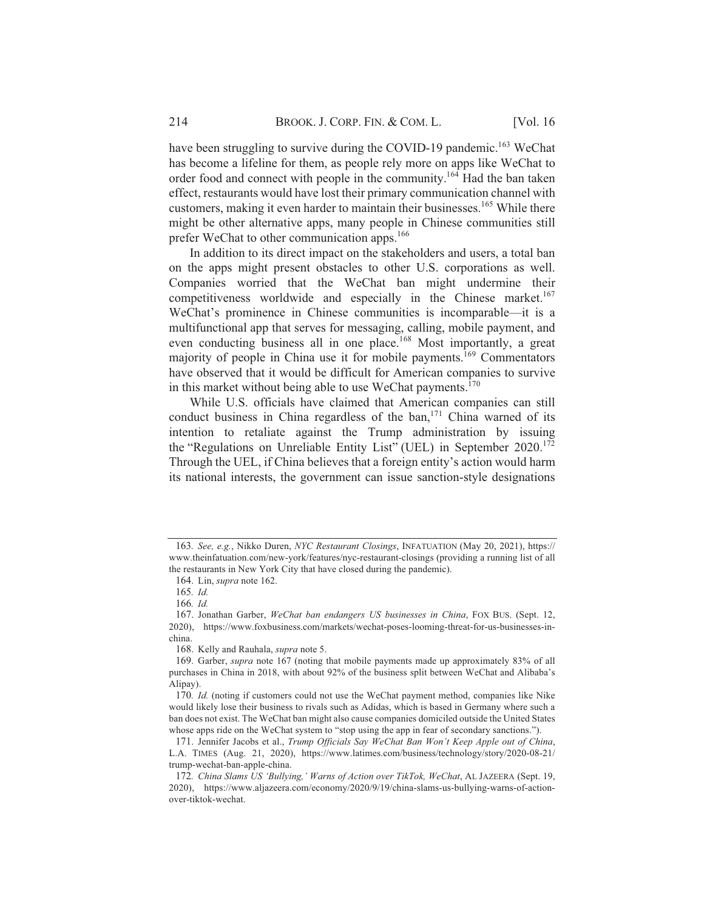have been struggling to survive during the COVID-19 pandemic.[163] WeChat has become a lifeline for them, as people rely more on apps like WeChat to order food and connect with people in the community.[164] Had the ban taken effect, restaurants would have lost their primary communication channel with customers, making it even harder to maintain their businesses.[165] While there might be other alternative apps, many people in Chinese communities still prefer WeChat to other communication apps.[166]

In addition to its direct impact on the stakeholders and users, a total ban on the apps might present obstacles to other U.S. corporations as well. Companies worried that the WeChat ban might undermine their competitiveness worldwide and especially in the Chinese market.[167] WeChat's prominence in Chinese communities is incomparable—it is a multifunctional app that serves for messaging, calling, mobile payment, and even conducting business all in one place.[168] Most importantly, a great majority of people in China use it for mobile payments.[169] Commentators have observed that it would be difficult for American companies to survive in this market without being able to use WeChat payments.[170]

While U.S. officials have claimed that American companies can still conduct business in China regardless of the ban,[171] China warned of its intention to retaliate against the Trump administration by issuing the "Regulations on Unreliable Entity List" (UEL) in September 2020.[172] Through the UEL, if China believes that a foreign entity's action would harm its national interests, the government can issue sanction-style designations

---

163. *See, e.g.*, Nikko Duren, *NYC Restaurant Closings*, INFATUATION (May 20, 2021), https://www.theinfatuation.com/new-york/features/nyc-restaurant-closings (providing a running list of all the restaurants in New York City that have closed during the pandemic).

164. Lin, *supra* note 162.

165. *Id.*

166. *Id.*

167. Jonathan Garber, *WeChat ban endangers US businesses in China*, FOX BUS. (Sept. 12, 2020), https://www.foxbusiness.com/markets/wechat-poses-looming-threat-for-us-businesses-in-china.

168. Kelly and Rauhala, *supra* note 5.

169. Garber, *supra* note 167 (noting that mobile payments made up approximately 83% of all purchases in China in 2018, with about 92% of the business split between WeChat and Alibaba's Alipay).

170. *Id.* (noting if customers could not use the WeChat payment method, companies like Nike would likely lose their business to rivals such as Adidas, which is based in Germany where such a ban does not exist. The WeChat ban might also cause companies domiciled outside the United States whose apps ride on the WeChat system to "stop using the app in fear of secondary sanctions.").

171. Jennifer Jacobs et al., *Trump Officials Say WeChat Ban Won't Keep Apple out of China*, L.A. TIMES (Aug. 21, 2020), https://www.latimes.com/business/technology/story/2020-08-21/trump-wechat-ban-apple-china.

172. *China Slams US 'Bullying,' Warns of Action over TikTok, WeChat*, AL JAZEERA (Sept. 19, 2020), https://www.aljazeera.com/economy/2020/9/19/china-slams-us-bullying-warns-of-action-over-tiktok-wechat.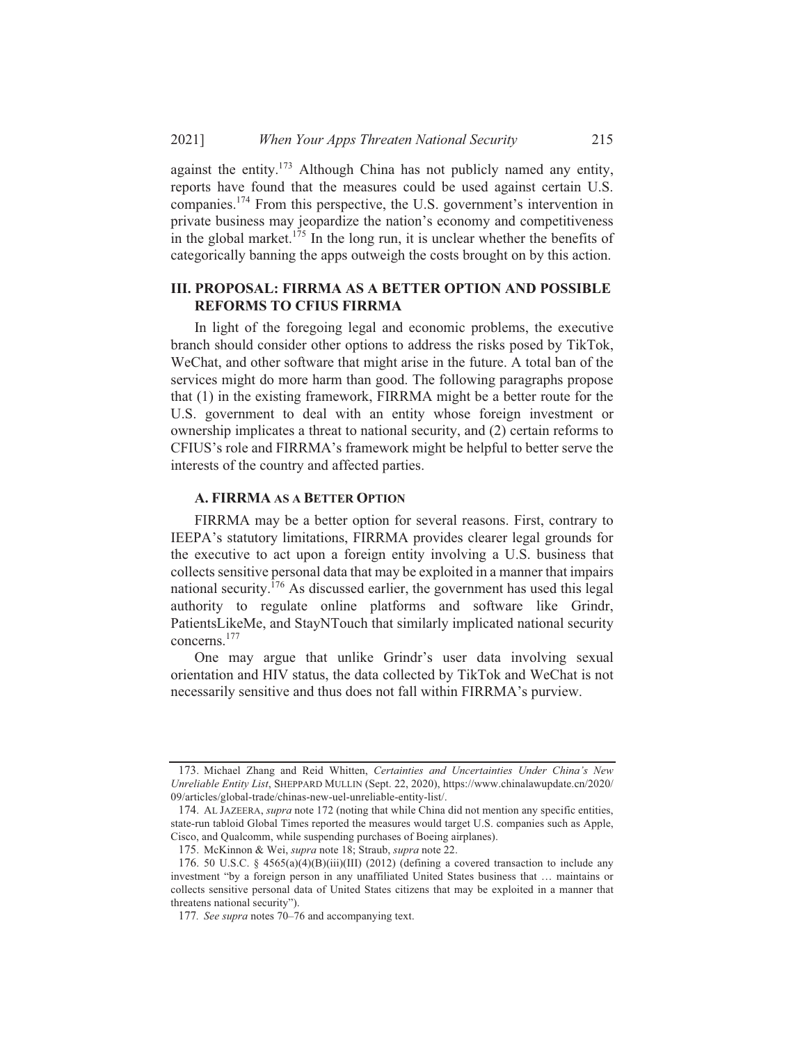against the entity.[173] Although China has not publicly named any entity, reports have found that the measures could be used against certain U.S. companies.[174] From this perspective, the U.S. government's intervention in private business may jeopardize the nation's economy and competitiveness in the global market.[175] In the long run, it is unclear whether the benefits of categorically banning the apps outweigh the costs brought on by this action.

## III. PROPOSAL: FIRRMA AS A BETTER OPTION AND POSSIBLE REFORMS TO CFIUS FIRRMA

In light of the foregoing legal and economic problems, the executive branch should consider other options to address the risks posed by TikTok, WeChat, and other software that might arise in the future. A total ban of the services might do more harm than good. The following paragraphs propose that (1) in the existing framework, FIRRMA might be a better route for the U.S. government to deal with an entity whose foreign investment or ownership implicates a threat to national security, and (2) certain reforms to CFIUS's role and FIRRMA's framework might be helpful to better serve the interests of the country and affected parties.

### A. FIRRMA AS A BETTER OPTION

FIRRMA may be a better option for several reasons. First, contrary to IEEPA's statutory limitations, FIRRMA provides clearer legal grounds for the executive to act upon a foreign entity involving a U.S. business that collects sensitive personal data that may be exploited in a manner that impairs national security.[176] As discussed earlier, the government has used this legal authority to regulate online platforms and software like Grindr, PatientsLikeMe, and StayNTouch that similarly implicated national security concerns.[177]

One may argue that unlike Grindr's user data involving sexual orientation and HIV status, the data collected by TikTok and WeChat is not necessarily sensitive and thus does not fall within FIRRMA's purview.

---

173. Michael Zhang and Reid Whitten, *Certainties and Uncertainties Under China's New Unreliable Entity List*, SHEPPARD MULLIN (Sept. 22, 2020), https://www.chinalawupdate.cn/2020/09/articles/global-trade/chinas-new-uel-unreliable-entity-list/.

174. AL JAZEERA, *supra* note 172 (noting that while China did not mention any specific entities, state-run tabloid Global Times reported the measures would target U.S. companies such as Apple, Cisco, and Qualcomm, while suspending purchases of Boeing airplanes).

175. McKinnon & Wei, *supra* note 18; Straub, *supra* note 22.

176. 50 U.S.C. § 4565(a)(4)(B)(iii)(III) (2012) (defining a covered transaction to include any investment "by a foreign person in any unaffiliated United States business that … maintains or collects sensitive personal data of United States citizens that may be exploited in a manner that threatens national security").

177. *See supra* notes 70–76 and accompanying text.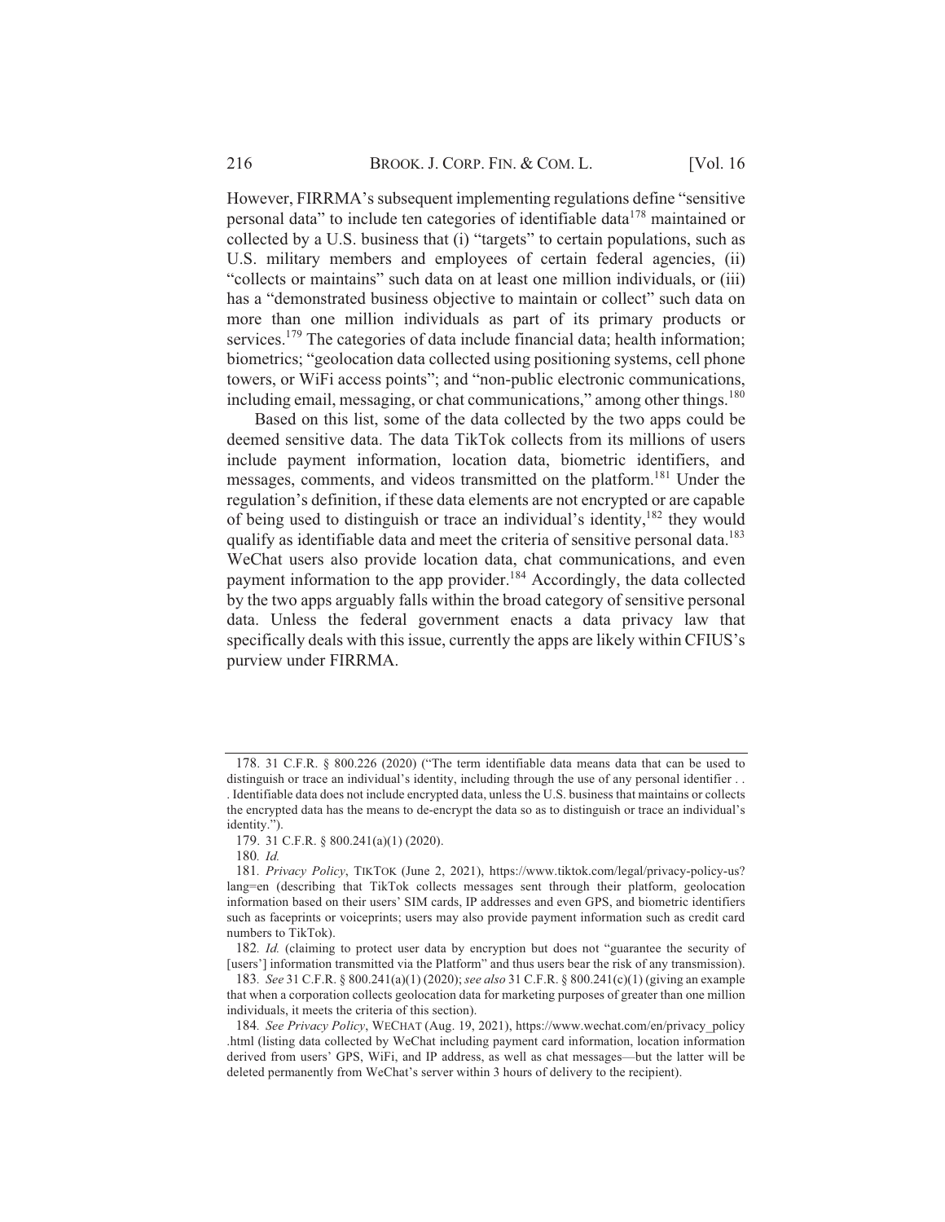However, FIRRMA's subsequent implementing regulations define "sensitive personal data" to include ten categories of identifiable data[178] maintained or collected by a U.S. business that (i) "targets" to certain populations, such as U.S. military members and employees of certain federal agencies, (ii) "collects or maintains" such data on at least one million individuals, or (iii) has a "demonstrated business objective to maintain or collect" such data on more than one million individuals as part of its primary products or services.[179] The categories of data include financial data; health information; biometrics; "geolocation data collected using positioning systems, cell phone towers, or WiFi access points"; and "non-public electronic communications, including email, messaging, or chat communications," among other things.[180]

Based on this list, some of the data collected by the two apps could be deemed sensitive data. The data TikTok collects from its millions of users include payment information, location data, biometric identifiers, and messages, comments, and videos transmitted on the platform.[181] Under the regulation's definition, if these data elements are not encrypted or are capable of being used to distinguish or trace an individual's identity,[182] they would qualify as identifiable data and meet the criteria of sensitive personal data.[183] WeChat users also provide location data, chat communications, and even payment information to the app provider.[184] Accordingly, the data collected by the two apps arguably falls within the broad category of sensitive personal data. Unless the federal government enacts a data privacy law that specifically deals with this issue, currently the apps are likely within CFIUS's purview under FIRRMA.

---

178. 31 C.F.R. § 800.226 (2020) ("The term identifiable data means data that can be used to distinguish or trace an individual's identity, including through the use of any personal identifier . . . Identifiable data does not include encrypted data, unless the U.S. business that maintains or collects the encrypted data has the means to de-encrypt the data so as to distinguish or trace an individual's identity.").

179. 31 C.F.R. § 800.241(a)(1) (2020).

180. *Id.*

181. *Privacy Policy*, TIKTOK (June 2, 2021), https://www.tiktok.com/legal/privacy-policy-us?lang=en (describing that TikTok collects messages sent through their platform, geolocation information based on their users' SIM cards, IP addresses and even GPS, and biometric identifiers such as faceprints or voiceprints; users may also provide payment information such as credit card numbers to TikTok).

182. *Id.* (claiming to protect user data by encryption but does not "guarantee the security of [users'] information transmitted via the Platform" and thus users bear the risk of any transmission).

183. *See* 31 C.F.R. § 800.241(a)(1) (2020); *see also* 31 C.F.R. § 800.241(c)(1) (giving an example that when a corporation collects geolocation data for marketing purposes of greater than one million individuals, it meets the criteria of this section).

184. *See Privacy Policy*, WECHAT (Aug. 19, 2021), https://www.wechat.com/en/privacy_policy.html (listing data collected by WeChat including payment card information, location information derived from users' GPS, WiFi, and IP address, as well as chat messages—but the latter will be deleted permanently from WeChat's server within 3 hours of delivery to the recipient).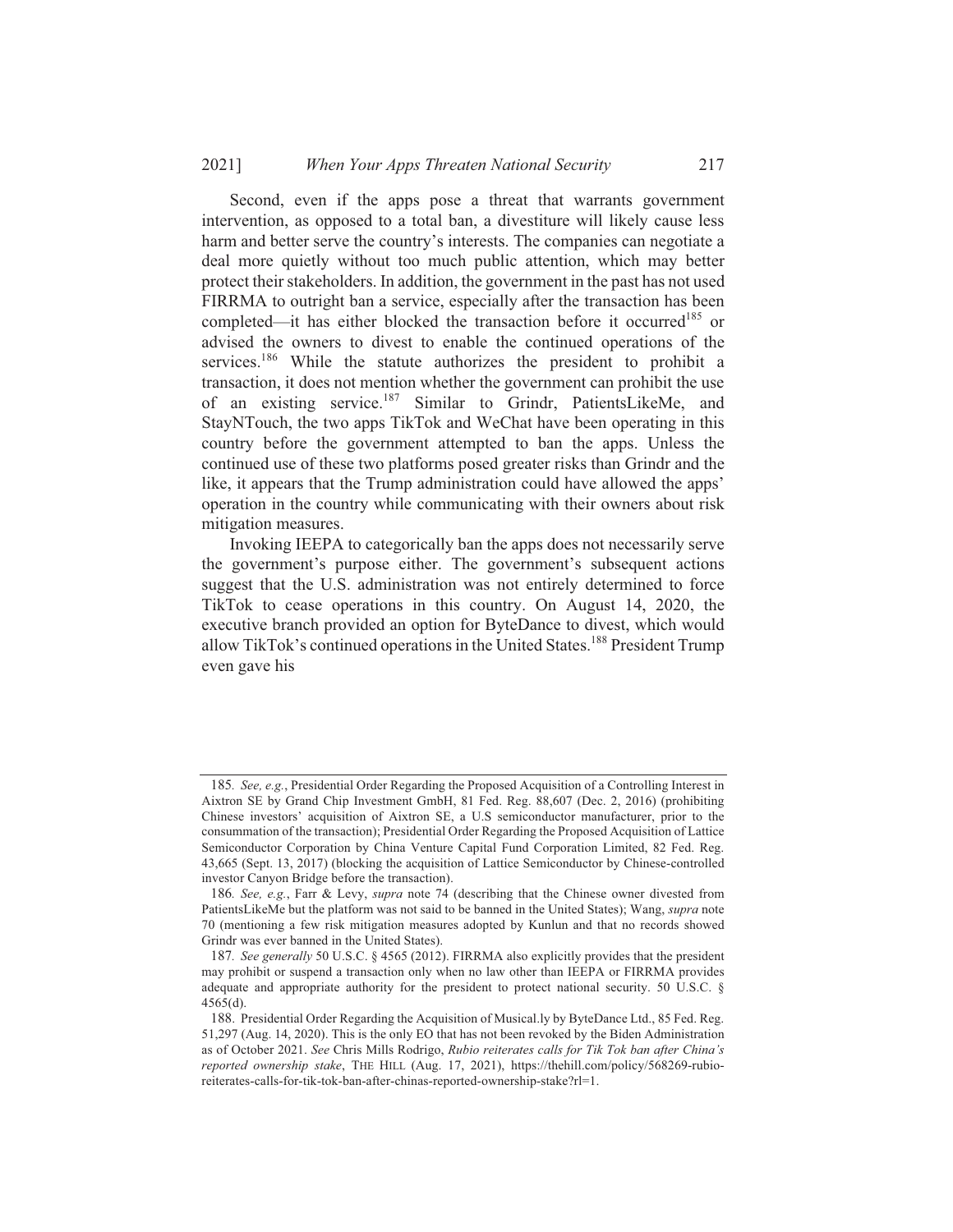Second, even if the apps pose a threat that warrants government intervention, as opposed to a total ban, a divestiture will likely cause less harm and better serve the country's interests. The companies can negotiate a deal more quietly without too much public attention, which may better protect their stakeholders. In addition, the government in the past has not used FIRRMA to outright ban a service, especially after the transaction has been completed—it has either blocked the transaction before it occurred[185] or advised the owners to divest to enable the continued operations of the services.[186] While the statute authorizes the president to prohibit a transaction, it does not mention whether the government can prohibit the use of an existing service.[187] Similar to Grindr, PatientsLikeMe, and StayNTouch, the two apps TikTok and WeChat have been operating in this country before the government attempted to ban the apps. Unless the continued use of these two platforms posed greater risks than Grindr and the like, it appears that the Trump administration could have allowed the apps' operation in the country while communicating with their owners about risk mitigation measures.

Invoking IEEPA to categorically ban the apps does not necessarily serve the government's purpose either. The government's subsequent actions suggest that the U.S. administration was not entirely determined to force TikTok to cease operations in this country. On August 14, 2020, the executive branch provided an option for ByteDance to divest, which would allow TikTok's continued operations in the United States.[188] President Trump even gave his

---

185. *See, e.g.*, Presidential Order Regarding the Proposed Acquisition of a Controlling Interest in Aixtron SE by Grand Chip Investment GmbH, 81 Fed. Reg. 88,607 (Dec. 2, 2016) (prohibiting Chinese investors' acquisition of Aixtron SE, a U.S semiconductor manufacturer, prior to the consummation of the transaction); Presidential Order Regarding the Proposed Acquisition of Lattice Semiconductor Corporation by China Venture Capital Fund Corporation Limited, 82 Fed. Reg. 43,665 (Sept. 13, 2017) (blocking the acquisition of Lattice Semiconductor by Chinese-controlled investor Canyon Bridge before the transaction).

186. *See, e.g.*, Farr & Levy, *supra* note 74 (describing that the Chinese owner divested from PatientsLikeMe but the platform was not said to be banned in the United States); Wang, *supra* note 70 (mentioning a few risk mitigation measures adopted by Kunlun and that no records showed Grindr was ever banned in the United States).

187. *See generally* 50 U.S.C. § 4565 (2012). FIRRMA also explicitly provides that the president may prohibit or suspend a transaction only when no law other than IEEPA or FIRRMA provides adequate and appropriate authority for the president to protect national security. 50 U.S.C. § 4565(d).

188. Presidential Order Regarding the Acquisition of Musical.ly by ByteDance Ltd., 85 Fed. Reg. 51,297 (Aug. 14, 2020). This is the only EO that has not been revoked by the Biden Administration as of October 2021. *See* Chris Mills Rodrigo, *Rubio reiterates calls for Tik Tok ban after China's reported ownership stake*, THE HILL (Aug. 17, 2021), https://thehill.com/policy/568269-rubio-reiterates-calls-for-tik-tok-ban-after-chinas-reported-ownership-stake?rl=1.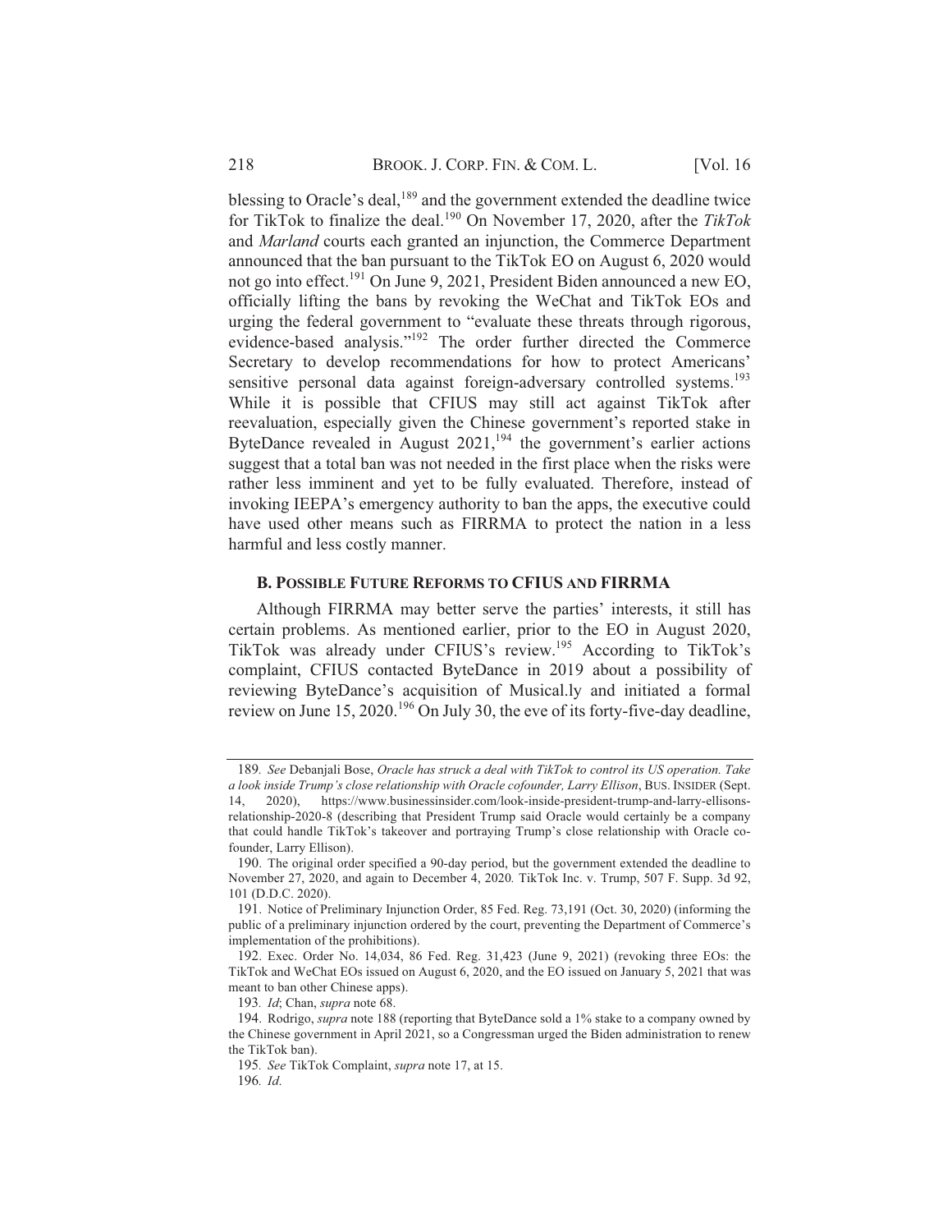blessing to Oracle's deal,[189] and the government extended the deadline twice for TikTok to finalize the deal.[190] On November 17, 2020, after the *TikTok* and *Marland* courts each granted an injunction, the Commerce Department announced that the ban pursuant to the TikTok EO on August 6, 2020 would not go into effect.[191] On June 9, 2021, President Biden announced a new EO, officially lifting the bans by revoking the WeChat and TikTok EOs and urging the federal government to "evaluate these threats through rigorous, evidence-based analysis."[192] The order further directed the Commerce Secretary to develop recommendations for how to protect Americans' sensitive personal data against foreign-adversary controlled systems.[193] While it is possible that CFIUS may still act against TikTok after reevaluation, especially given the Chinese government's reported stake in ByteDance revealed in August 2021,[194] the government's earlier actions suggest that a total ban was not needed in the first place when the risks were rather less imminent and yet to be fully evaluated. Therefore, instead of invoking IEEPA's emergency authority to ban the apps, the executive could have used other means such as FIRRMA to protect the nation in a less harmful and less costly manner.

### B. Possible Future Reforms to CFIUS and FIRRMA

Although FIRRMA may better serve the parties' interests, it still has certain problems. As mentioned earlier, prior to the EO in August 2020, TikTok was already under CFIUS's review.[195] According to TikTok's complaint, CFIUS contacted ByteDance in 2019 about a possibility of reviewing ByteDance's acquisition of Musical.ly and initiated a formal review on June 15, 2020.[196] On July 30, the eve of its forty-five-day deadline,

---

189. *See* Debanjali Bose, *Oracle has struck a deal with TikTok to control its US operation. Take a look inside Trump's close relationship with Oracle cofounder, Larry Ellison*, BUS. INSIDER (Sept. 14, 2020), https://www.businessinsider.com/look-inside-president-trump-and-larry-ellisons-relationship-2020-8 (describing that President Trump said Oracle would certainly be a company that could handle TikTok's takeover and portraying Trump's close relationship with Oracle co-founder, Larry Ellison).

190. The original order specified a 90-day period, but the government extended the deadline to November 27, 2020, and again to December 4, 2020. TikTok Inc. v. Trump, 507 F. Supp. 3d 92, 101 (D.D.C. 2020).

191. Notice of Preliminary Injunction Order, 85 Fed. Reg. 73,191 (Oct. 30, 2020) (informing the public of a preliminary injunction ordered by the court, preventing the Department of Commerce's implementation of the prohibitions).

192. Exec. Order No. 14,034, 86 Fed. Reg. 31,423 (June 9, 2021) (revoking three EOs: the TikTok and WeChat EOs issued on August 6, 2020, and the EO issued on January 5, 2021 that was meant to ban other Chinese apps).

193. *Id*; Chan, *supra* note 68.

194. Rodrigo, *supra* note 188 (reporting that ByteDance sold a 1% stake to a company owned by the Chinese government in April 2021, so a Congressman urged the Biden administration to renew the TikTok ban).

195. *See* TikTok Complaint, *supra* note 17, at 15.

196. *Id.*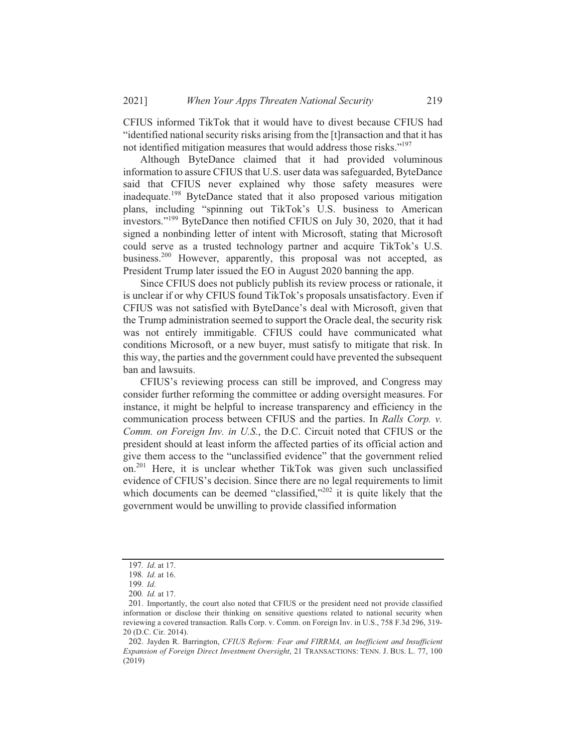CFIUS informed TikTok that it would have to divest because CFIUS had "identified national security risks arising from the [t]ransaction and that it has not identified mitigation measures that would address those risks."[197]

Although ByteDance claimed that it had provided voluminous information to assure CFIUS that U.S. user data was safeguarded, ByteDance said that CFIUS never explained why those safety measures were inadequate.[198] ByteDance stated that it also proposed various mitigation plans, including "spinning out TikTok's U.S. business to American investors."[199] ByteDance then notified CFIUS on July 30, 2020, that it had signed a nonbinding letter of intent with Microsoft, stating that Microsoft could serve as a trusted technology partner and acquire TikTok's U.S. business.[200] However, apparently, this proposal was not accepted, as President Trump later issued the EO in August 2020 banning the app.

Since CFIUS does not publicly publish its review process or rationale, it is unclear if or why CFIUS found TikTok's proposals unsatisfactory. Even if CFIUS was not satisfied with ByteDance's deal with Microsoft, given that the Trump administration seemed to support the Oracle deal, the security risk was not entirely immitigable. CFIUS could have communicated what conditions Microsoft, or a new buyer, must satisfy to mitigate that risk. In this way, the parties and the government could have prevented the subsequent ban and lawsuits.

CFIUS's reviewing process can still be improved, and Congress may consider further reforming the committee or adding oversight measures. For instance, it might be helpful to increase transparency and efficiency in the communication process between CFIUS and the parties. In *Ralls Corp. v. Comm. on Foreign Inv. in U.S.*, the D.C. Circuit noted that CFIUS or the president should at least inform the affected parties of its official action and give them access to the "unclassified evidence" that the government relied on.[201] Here, it is unclear whether TikTok was given such unclassified evidence of CFIUS's decision. Since there are no legal requirements to limit which documents can be deemed "classified,"[202] it is quite likely that the government would be unwilling to provide classified information

---

197. *Id.* at 17.

198. *Id.* at 16.

199. *Id.*

200. *Id.* at 17.

201. Importantly, the court also noted that CFIUS or the president need not provide classified information or disclose their thinking on sensitive questions related to national security when reviewing a covered transaction. Ralls Corp. v. Comm. on Foreign Inv. in U.S., 758 F.3d 296, 319-20 (D.C. Cir. 2014).

202. Jayden R. Barrington, *CFIUS Reform: Fear and FIRRMA, an Inefficient and Insufficient Expansion of Foreign Direct Investment Oversight*, 21 TRANSACTIONS: TENN. J. BUS. L. 77, 100 (2019)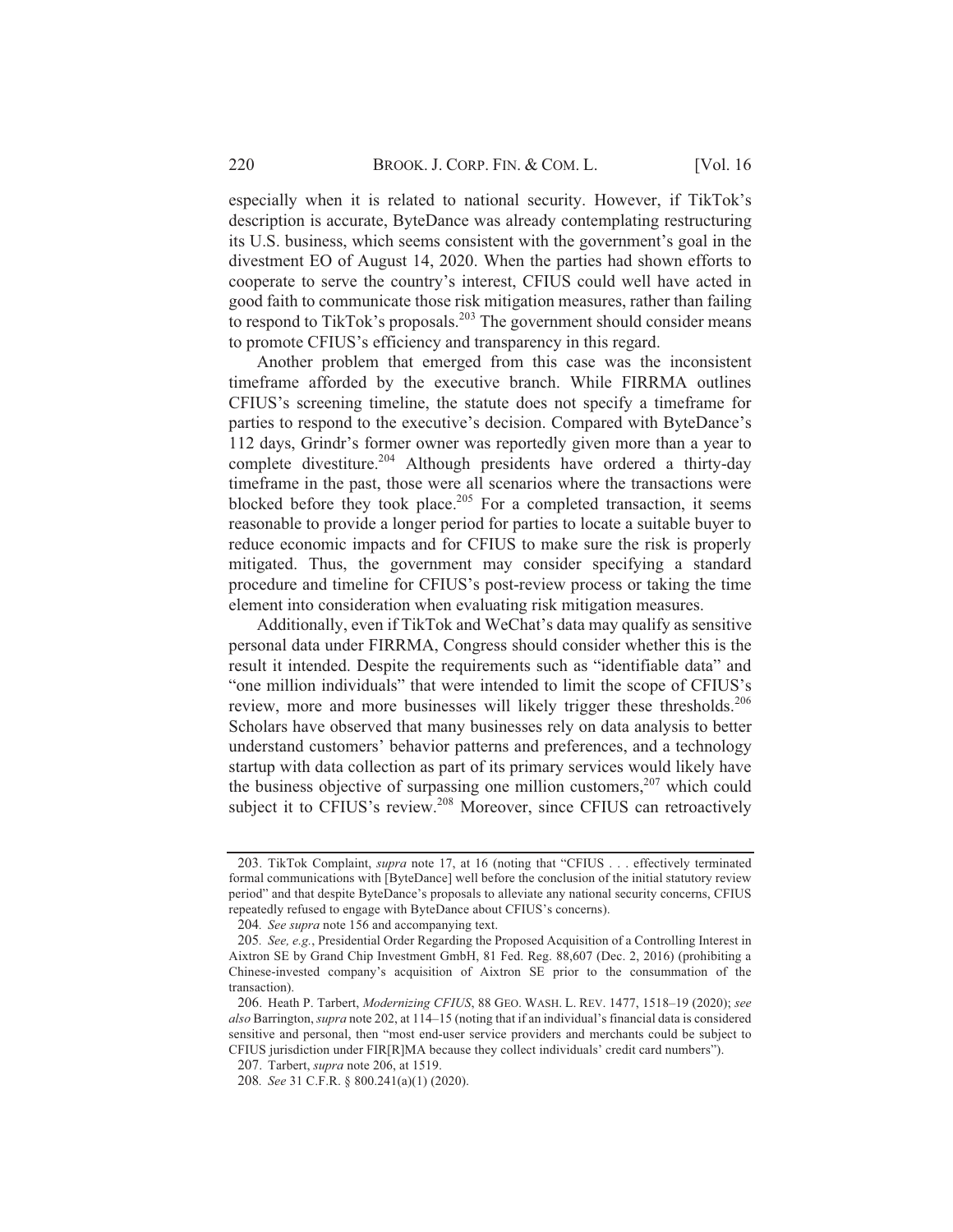especially when it is related to national security. However, if TikTok's description is accurate, ByteDance was already contemplating restructuring its U.S. business, which seems consistent with the government's goal in the divestment EO of August 14, 2020. When the parties had shown efforts to cooperate to serve the country's interest, CFIUS could well have acted in good faith to communicate those risk mitigation measures, rather than failing to respond to TikTok's proposals.[203] The government should consider means to promote CFIUS's efficiency and transparency in this regard.

Another problem that emerged from this case was the inconsistent timeframe afforded by the executive branch. While FIRRMA outlines CFIUS's screening timeline, the statute does not specify a timeframe for parties to respond to the executive's decision. Compared with ByteDance's 112 days, Grindr's former owner was reportedly given more than a year to complete divestiture.[204] Although presidents have ordered a thirty-day timeframe in the past, those were all scenarios where the transactions were blocked before they took place.[205] For a completed transaction, it seems reasonable to provide a longer period for parties to locate a suitable buyer to reduce economic impacts and for CFIUS to make sure the risk is properly mitigated. Thus, the government may consider specifying a standard procedure and timeline for CFIUS's post-review process or taking the time element into consideration when evaluating risk mitigation measures.

Additionally, even if TikTok and WeChat's data may qualify as sensitive personal data under FIRRMA, Congress should consider whether this is the result it intended. Despite the requirements such as "identifiable data" and "one million individuals" that were intended to limit the scope of CFIUS's review, more and more businesses will likely trigger these thresholds.[206] Scholars have observed that many businesses rely on data analysis to better understand customers' behavior patterns and preferences, and a technology startup with data collection as part of its primary services would likely have the business objective of surpassing one million customers,[207] which could subject it to CFIUS's review.[208] Moreover, since CFIUS can retroactively

---

203. TikTok Complaint, *supra* note 17, at 16 (noting that "CFIUS . . . effectively terminated formal communications with [ByteDance] well before the conclusion of the initial statutory review period" and that despite ByteDance's proposals to alleviate any national security concerns, CFIUS repeatedly refused to engage with ByteDance about CFIUS's concerns).

204. *See supra* note 156 and accompanying text.

205. *See, e.g.*, Presidential Order Regarding the Proposed Acquisition of a Controlling Interest in Aixtron SE by Grand Chip Investment GmbH, 81 Fed. Reg. 88,607 (Dec. 2, 2016) (prohibiting a Chinese-invested company's acquisition of Aixtron SE prior to the consummation of the transaction).

206. Heath P. Tarbert, *Modernizing CFIUS*, 88 GEO. WASH. L. REV. 1477, 1518–19 (2020); *see also* Barrington, *supra* note 202, at 114–15 (noting that if an individual's financial data is considered sensitive and personal, then "most end-user service providers and merchants could be subject to CFIUS jurisdiction under FIR[R]MA because they collect individuals' credit card numbers").

207. Tarbert, *supra* note 206, at 1519.

208. *See* 31 C.F.R. § 800.241(a)(1) (2020).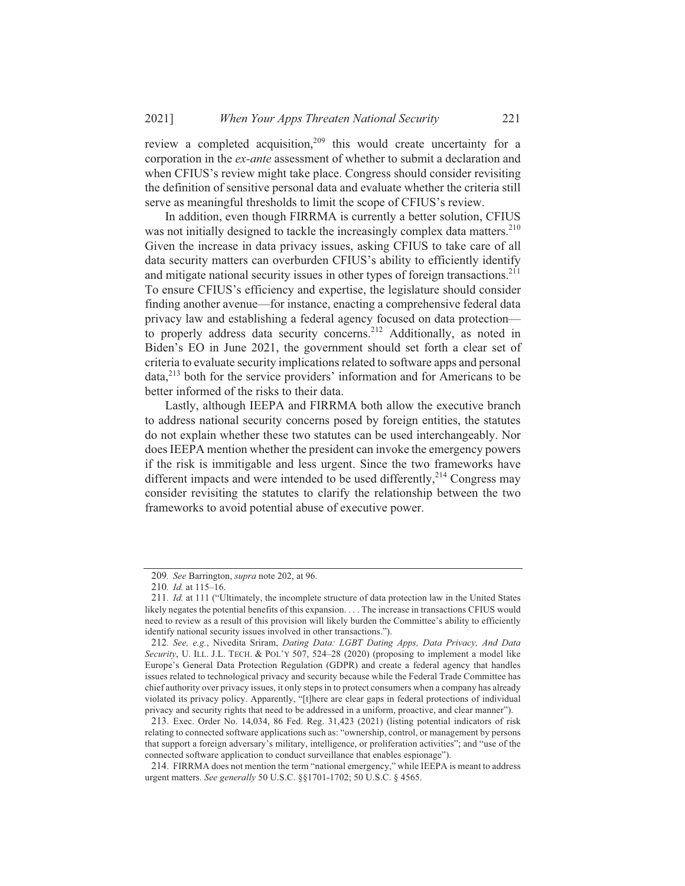review a completed acquisition,[209] this would create uncertainty for a corporation in the *ex-ante* assessment of whether to submit a declaration and when CFIUS's review might take place. Congress should consider revisiting the definition of sensitive personal data and evaluate whether the criteria still serve as meaningful thresholds to limit the scope of CFIUS's review.

In addition, even though FIRRMA is currently a better solution, CFIUS was not initially designed to tackle the increasingly complex data matters.[210] Given the increase in data privacy issues, asking CFIUS to take care of all data security matters can overburden CFIUS's ability to efficiently identify and mitigate national security issues in other types of foreign transactions.[211] To ensure CFIUS's efficiency and expertise, the legislature should consider finding another avenue—for instance, enacting a comprehensive federal data privacy law and establishing a federal agency focused on data protection—to properly address data security concerns.[212] Additionally, as noted in Biden's EO in June 2021, the government should set forth a clear set of criteria to evaluate security implications related to software apps and personal data,[213] both for the service providers' information and for Americans to be better informed of the risks to their data.

Lastly, although IEEPA and FIRRMA both allow the executive branch to address national security concerns posed by foreign entities, the statutes do not explain whether these two statutes can be used interchangeably. Nor does IEEPA mention whether the president can invoke the emergency powers if the risk is immitigable and less urgent. Since the two frameworks have different impacts and were intended to be used differently,[214] Congress may consider revisiting the statutes to clarify the relationship between the two frameworks to avoid potential abuse of executive power.

---

209. *See* Barrington, *supra* note 202, at 96.

210. *Id.* at 115–16.

211. *Id.* at 111 ("Ultimately, the incomplete structure of data protection law in the United States likely negates the potential benefits of this expansion. . . . The increase in transactions CFIUS would need to review as a result of this provision will likely burden the Committee's ability to efficiently identify national security issues involved in other transactions.").

212. *See, e.g.*, Nivedita Sriram, *Dating Data: LGBT Dating Apps, Data Privacy, And Data Security*, U. ILL. J.L. TECH. & POL'Y 507, 524–28 (2020) (proposing to implement a model like Europe's General Data Protection Regulation (GDPR) and create a federal agency that handles issues related to technological privacy and security because while the Federal Trade Committee has chief authority over privacy issues, it only steps in to protect consumers when a company has already violated its privacy policy. Apparently, "[t]here are clear gaps in federal protections of individual privacy and security rights that need to be addressed in a uniform, proactive, and clear manner").

213. Exec. Order No. 14,034, 86 Fed. Reg. 31,423 (2021) (listing potential indicators of risk relating to connected software applications such as: "ownership, control, or management by persons that support a foreign adversary's military, intelligence, or proliferation activities"; and "use of the connected software application to conduct surveillance that enables espionage").

214. FIRRMA does not mention the term "national emergency," while IEEPA is meant to address urgent matters. *See generally* 50 U.S.C. §§1701-1702; 50 U.S.C. § 4565.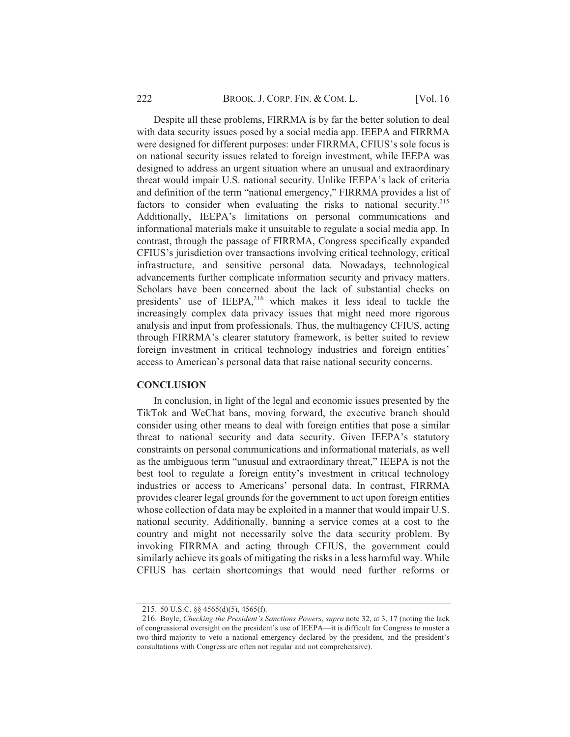Despite all these problems, FIRRMA is by far the better solution to deal with data security issues posed by a social media app. IEEPA and FIRRMA were designed for different purposes: under FIRRMA, CFIUS's sole focus is on national security issues related to foreign investment, while IEEPA was designed to address an urgent situation where an unusual and extraordinary threat would impair U.S. national security. Unlike IEEPA's lack of criteria and definition of the term "national emergency," FIRRMA provides a list of factors to consider when evaluating the risks to national security.[215] Additionally, IEEPA's limitations on personal communications and informational materials make it unsuitable to regulate a social media app. In contrast, through the passage of FIRRMA, Congress specifically expanded CFIUS's jurisdiction over transactions involving critical technology, critical infrastructure, and sensitive personal data. Nowadays, technological advancements further complicate information security and privacy matters. Scholars have been concerned about the lack of substantial checks on presidents' use of IEEPA,[216] which makes it less ideal to tackle the increasingly complex data privacy issues that might need more rigorous analysis and input from professionals. Thus, the multiagency CFIUS, acting through FIRRMA's clearer statutory framework, is better suited to review foreign investment in critical technology industries and foreign entities' access to American's personal data that raise national security concerns.

## CONCLUSION

In conclusion, in light of the legal and economic issues presented by the TikTok and WeChat bans, moving forward, the executive branch should consider using other means to deal with foreign entities that pose a similar threat to national security and data security. Given IEEPA's statutory constraints on personal communications and informational materials, as well as the ambiguous term "unusual and extraordinary threat," IEEPA is not the best tool to regulate a foreign entity's investment in critical technology industries or access to Americans' personal data. In contrast, FIRRMA provides clearer legal grounds for the government to act upon foreign entities whose collection of data may be exploited in a manner that would impair U.S. national security. Additionally, banning a service comes at a cost to the country and might not necessarily solve the data security problem. By invoking FIRRMA and acting through CFIUS, the government could similarly achieve its goals of mitigating the risks in a less harmful way. While CFIUS has certain shortcomings that would need further reforms or

---

215. 50 U.S.C. §§ 4565(d)(5), 4565(f).

216. Boyle, *Checking the President's Sanctions Powers*, *supra* note 32, at 3, 17 (noting the lack of congressional oversight on the president's use of IEEPA—it is difficult for Congress to muster a two-third majority to veto a national emergency declared by the president, and the president's consultations with Congress are often not regular and not comprehensive).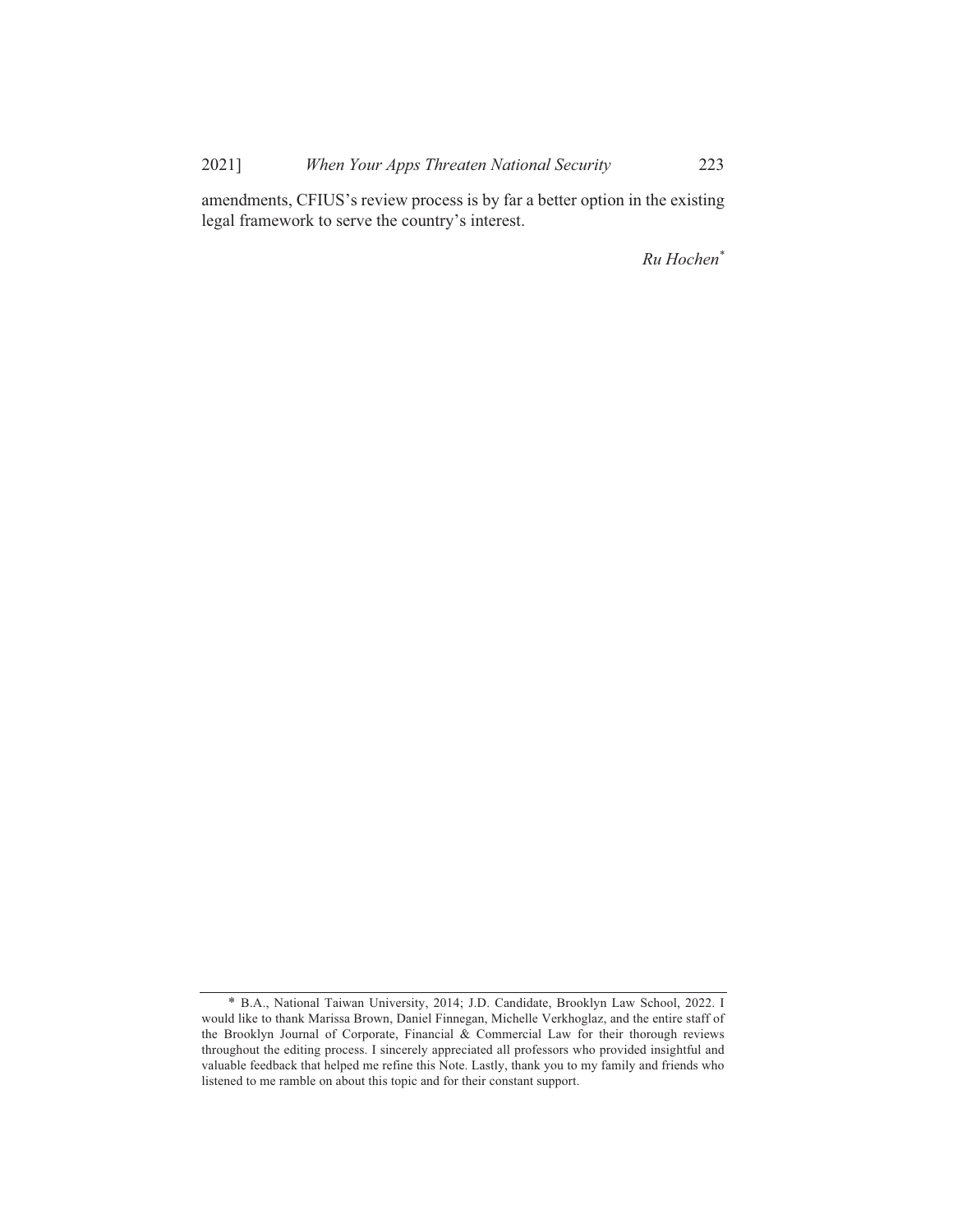amendments, CFIUS's review process is by far a better option in the existing legal framework to serve the country's interest.

*Ru Hochen*[*]

---

[*] B.A., National Taiwan University, 2014; J.D. Candidate, Brooklyn Law School, 2022. I would like to thank Marissa Brown, Daniel Finnegan, Michelle Verkhoglaz, and the entire staff of the Brooklyn Journal of Corporate, Financial & Commercial Law for their thorough reviews throughout the editing process. I sincerely appreciated all professors who provided insightful and valuable feedback that helped me refine this Note. Lastly, thank you to my family and friends who listened to me ramble on about this topic and for their constant support.